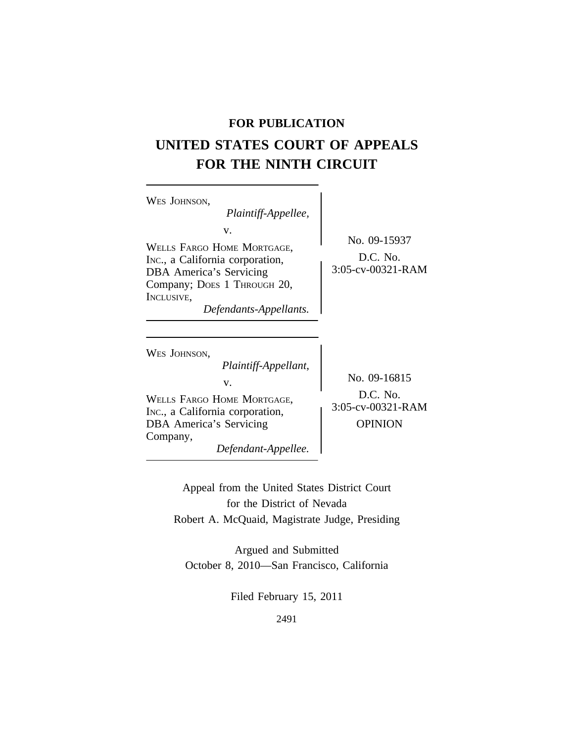**FOR PUBLICATION**

# UNITED STATES COURT OF APPEALS FOR THE NINTH CIRCUIT

WES JOHNSON,
*Plaintiff-Appellee,*

v.

WELLS FARGO HOME MORTGAGE, INC., a California corporation, DBA America's Servicing Company; DOES 1 THROUGH 20, INCLUSIVE,
*Defendants-Appellants.*

No. 09-15937
D.C. No. 3:05-cv-00321-RAM

---

WES JOHNSON,
*Plaintiff-Appellant,*

v.

WELLS FARGO HOME MORTGAGE, INC., a California corporation, DBA America's Servicing Company,
*Defendant-Appellee.*

No. 09-16815
D.C. No. 3:05-cv-00321-RAM
OPINION

---

Appeal from the United States District Court for the District of Nevada
Robert A. McQuaid, Magistrate Judge, Presiding

Argued and Submitted
October 8, 2010—San Francisco, California

Filed February 15, 2011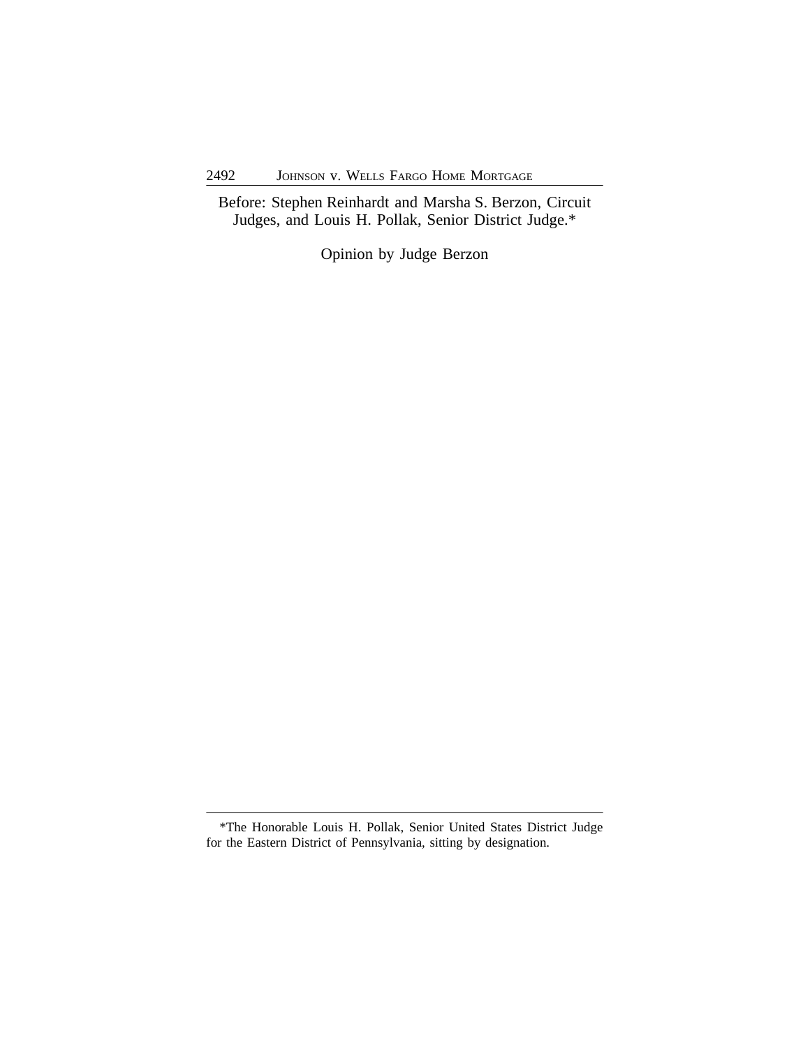Before: Stephen Reinhardt and Marsha S. Berzon, Circuit Judges, and Louis H. Pollak, Senior District Judge.*

Opinion by Judge Berzon

---

*The Honorable Louis H. Pollak, Senior United States District Judge for the Eastern District of Pennsylvania, sitting by designation.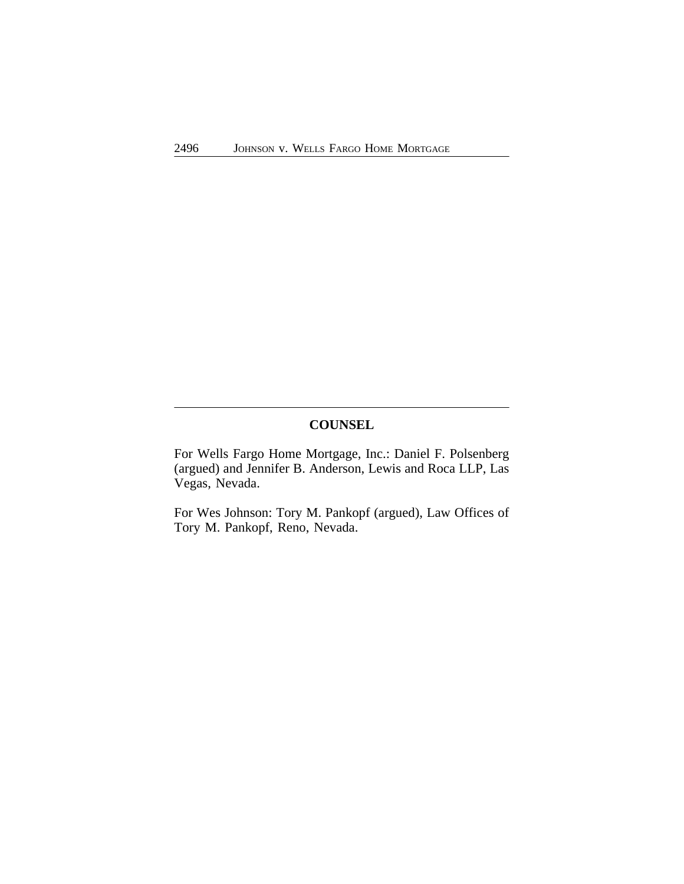## COUNSEL

For Wells Fargo Home Mortgage, Inc.: Daniel F. Polsenberg (argued) and Jennifer B. Anderson, Lewis and Roca LLP, Las Vegas, Nevada.

For Wes Johnson: Tory M. Pankopf (argued), Law Offices of Tory M. Pankopf, Reno, Nevada.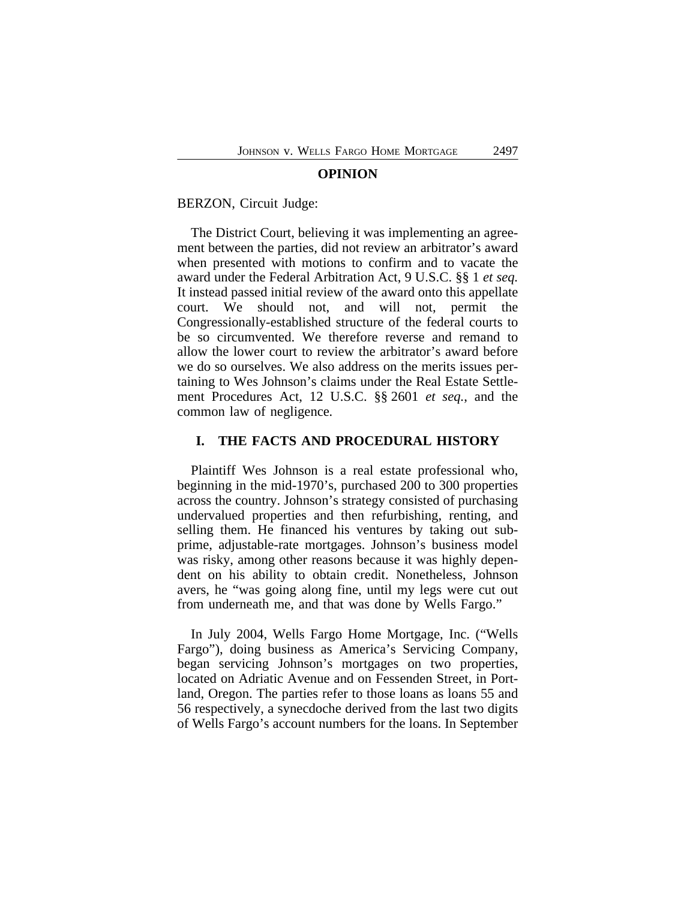**OPINION**

BERZON, Circuit Judge:

The District Court, believing it was implementing an agreement between the parties, did not review an arbitrator's award when presented with motions to confirm and to vacate the award under the Federal Arbitration Act, 9 U.S.C. §§ 1 *et seq.* It instead passed initial review of the award onto this appellate court. We should not, and will not, permit the Congressionally-established structure of the federal courts to be so circumvented. We therefore reverse and remand to allow the lower court to review the arbitrator's award before we do so ourselves. We also address on the merits issues pertaining to Wes Johnson's claims under the Real Estate Settlement Procedures Act, 12 U.S.C. §§ 2601 *et seq.*, and the common law of negligence.

## I. THE FACTS AND PROCEDURAL HISTORY

Plaintiff Wes Johnson is a real estate professional who, beginning in the mid-1970's, purchased 200 to 300 properties across the country. Johnson's strategy consisted of purchasing undervalued properties and then refurbishing, renting, and selling them. He financed his ventures by taking out subprime, adjustable-rate mortgages. Johnson's business model was risky, among other reasons because it was highly dependent on his ability to obtain credit. Nonetheless, Johnson avers, he "was going along fine, until my legs were cut out from underneath me, and that was done by Wells Fargo."

In July 2004, Wells Fargo Home Mortgage, Inc. ("Wells Fargo"), doing business as America's Servicing Company, began servicing Johnson's mortgages on two properties, located on Adriatic Avenue and on Fessenden Street, in Portland, Oregon. The parties refer to those loans as loans 55 and 56 respectively, a synecdoche derived from the last two digits of Wells Fargo's account numbers for the loans. In September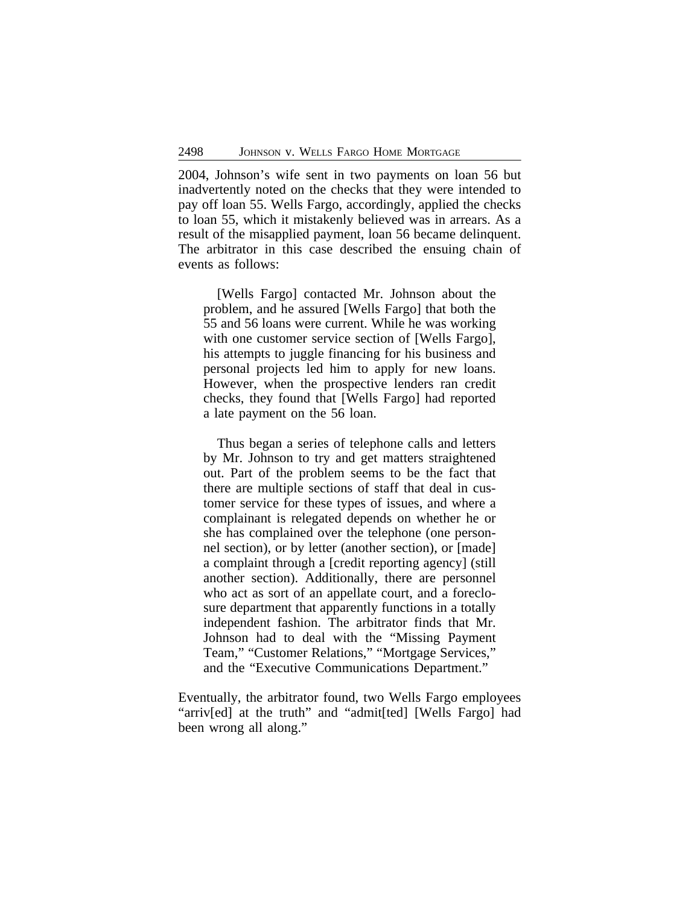2004, Johnson's wife sent in two payments on loan 56 but inadvertently noted on the checks that they were intended to pay off loan 55. Wells Fargo, accordingly, applied the checks to loan 55, which it mistakenly believed was in arrears. As a result of the misapplied payment, loan 56 became delinquent. The arbitrator in this case described the ensuing chain of events as follows:

> [Wells Fargo] contacted Mr. Johnson about the problem, and he assured [Wells Fargo] that both the 55 and 56 loans were current. While he was working with one customer service section of [Wells Fargo], his attempts to juggle financing for his business and personal projects led him to apply for new loans. However, when the prospective lenders ran credit checks, they found that [Wells Fargo] had reported a late payment on the 56 loan.
>
> Thus began a series of telephone calls and letters by Mr. Johnson to try and get matters straightened out. Part of the problem seems to be the fact that there are multiple sections of staff that deal in customer service for these types of issues, and where a complainant is relegated depends on whether he or she has complained over the telephone (one personnel section), or by letter (another section), or [made] a complaint through a [credit reporting agency] (still another section). Additionally, there are personnel who act as sort of an appellate court, and a foreclosure department that apparently functions in a totally independent fashion. The arbitrator finds that Mr. Johnson had to deal with the "Missing Payment Team," "Customer Relations," "Mortgage Services," and the "Executive Communications Department."

Eventually, the arbitrator found, two Wells Fargo employees "arriv[ed] at the truth" and "admit[ted] [Wells Fargo] had been wrong all along."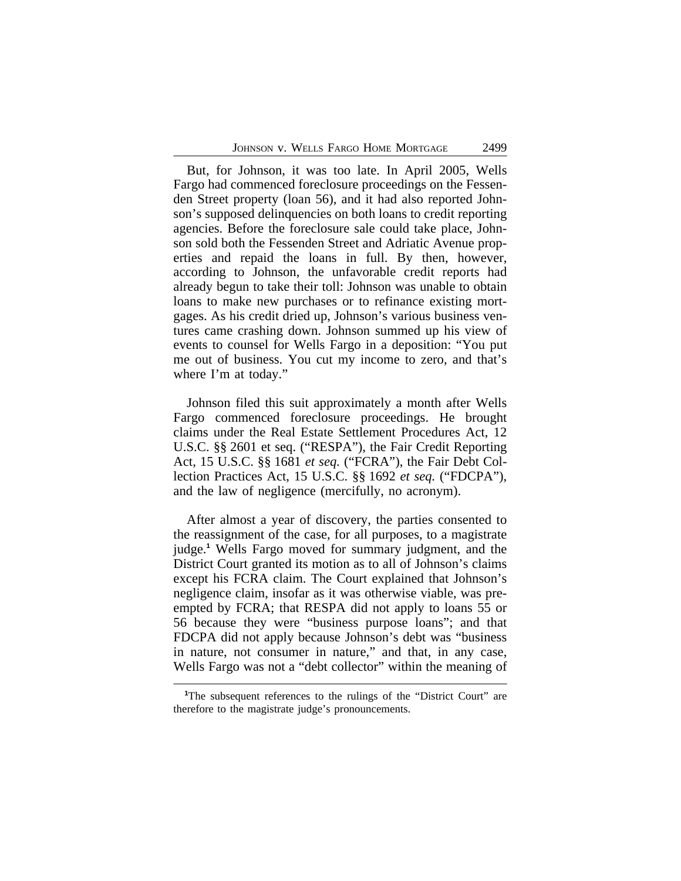But, for Johnson, it was too late. In April 2005, Wells Fargo had commenced foreclosure proceedings on the Fessenden Street property (loan 56), and it had also reported Johnson's supposed delinquencies on both loans to credit reporting agencies. Before the foreclosure sale could take place, Johnson sold both the Fessenden Street and Adriatic Avenue properties and repaid the loans in full. By then, however, according to Johnson, the unfavorable credit reports had already begun to take their toll: Johnson was unable to obtain loans to make new purchases or to refinance existing mortgages. As his credit dried up, Johnson's various business ventures came crashing down. Johnson summed up his view of events to counsel for Wells Fargo in a deposition: "You put me out of business. You cut my income to zero, and that's where I'm at today."

Johnson filed this suit approximately a month after Wells Fargo commenced foreclosure proceedings. He brought claims under the Real Estate Settlement Procedures Act, 12 U.S.C. §§ 2601 et seq. ("RESPA"), the Fair Credit Reporting Act, 15 U.S.C. §§ 1681 *et seq.* ("FCRA"), the Fair Debt Collection Practices Act, 15 U.S.C. §§ 1692 *et seq.* ("FDCPA"), and the law of negligence (mercifully, no acronym).

After almost a year of discovery, the parties consented to the reassignment of the case, for all purposes, to a magistrate judge.[1] Wells Fargo moved for summary judgment, and the District Court granted its motion as to all of Johnson's claims except his FCRA claim. The Court explained that Johnson's negligence claim, insofar as it was otherwise viable, was preempted by FCRA; that RESPA did not apply to loans 55 or 56 because they were "business purpose loans"; and that FDCPA did not apply because Johnson's debt was "business in nature, not consumer in nature," and that, in any case, Wells Fargo was not a "debt collector" within the meaning of

[1]The subsequent references to the rulings of the "District Court" are therefore to the magistrate judge's pronouncements.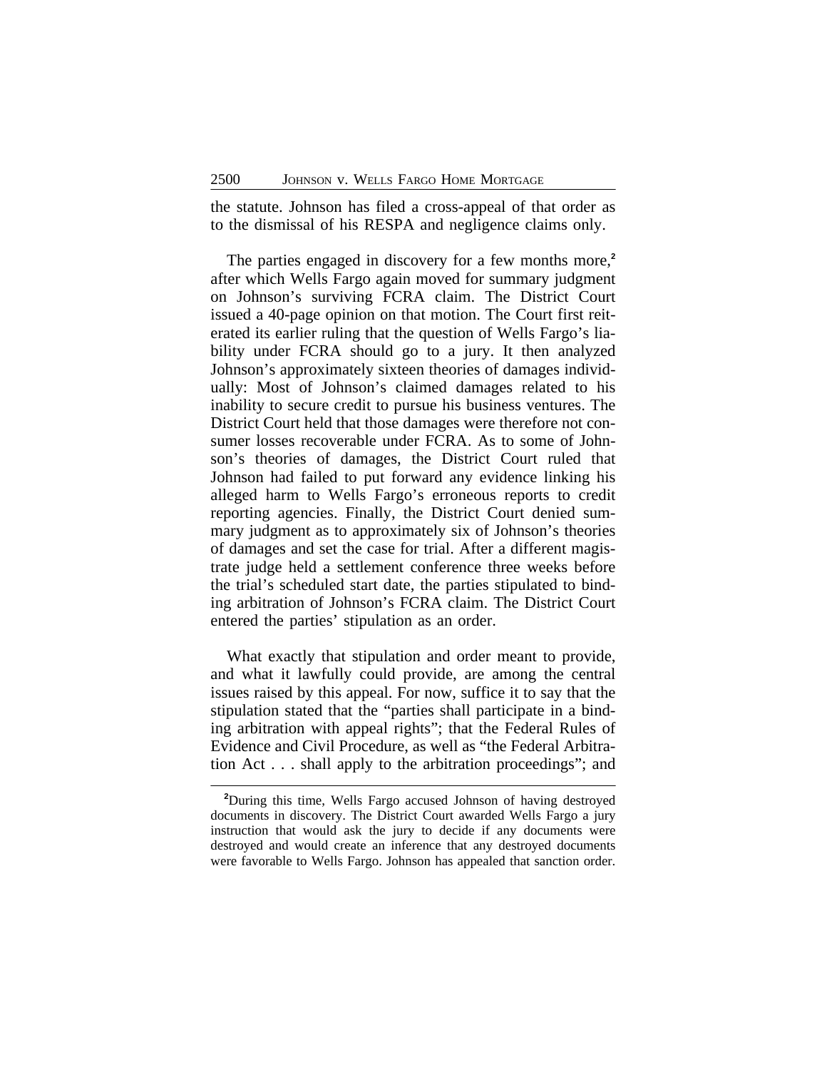the statute. Johnson has filed a cross-appeal of that order as to the dismissal of his RESPA and negligence claims only.

The parties engaged in discovery for a few months more,[2] after which Wells Fargo again moved for summary judgment on Johnson's surviving FCRA claim. The District Court issued a 40-page opinion on that motion. The Court first reiterated its earlier ruling that the question of Wells Fargo's liability under FCRA should go to a jury. It then analyzed Johnson's approximately sixteen theories of damages individually: Most of Johnson's claimed damages related to his inability to secure credit to pursue his business ventures. The District Court held that those damages were therefore not consumer losses recoverable under FCRA. As to some of Johnson's theories of damages, the District Court ruled that Johnson had failed to put forward any evidence linking his alleged harm to Wells Fargo's erroneous reports to credit reporting agencies. Finally, the District Court denied summary judgment as to approximately six of Johnson's theories of damages and set the case for trial. After a different magistrate judge held a settlement conference three weeks before the trial's scheduled start date, the parties stipulated to binding arbitration of Johnson's FCRA claim. The District Court entered the parties' stipulation as an order.

What exactly that stipulation and order meant to provide, and what it lawfully could provide, are among the central issues raised by this appeal. For now, suffice it to say that the stipulation stated that the "parties shall participate in a binding arbitration with appeal rights"; that the Federal Rules of Evidence and Civil Procedure, as well as "the Federal Arbitration Act . . . shall apply to the arbitration proceedings"; and

[2]During this time, Wells Fargo accused Johnson of having destroyed documents in discovery. The District Court awarded Wells Fargo a jury instruction that would ask the jury to decide if any documents were destroyed and would create an inference that any destroyed documents were favorable to Wells Fargo. Johnson has appealed that sanction order.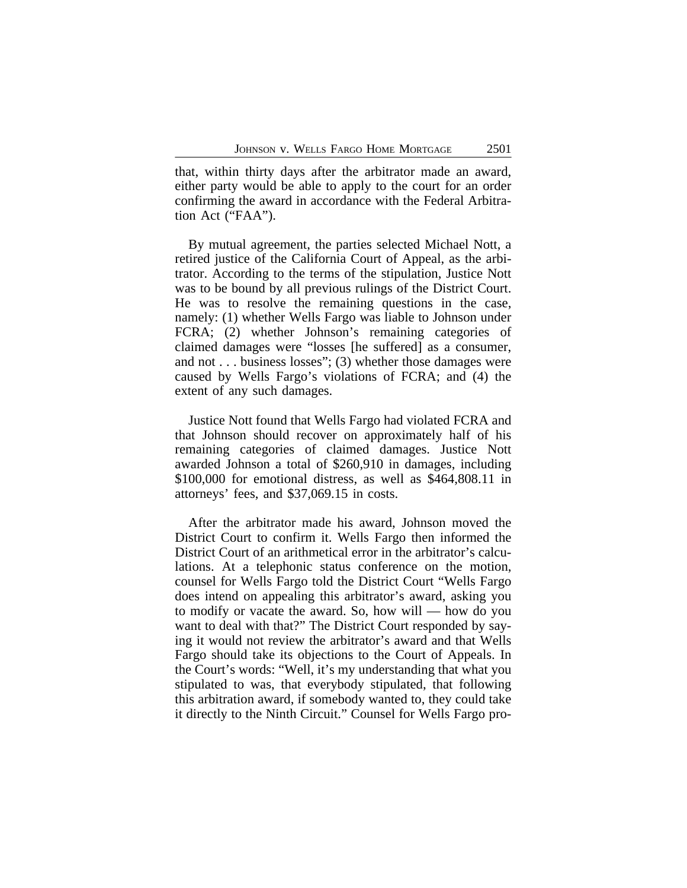that, within thirty days after the arbitrator made an award, either party would be able to apply to the court for an order confirming the award in accordance with the Federal Arbitration Act ("FAA").

By mutual agreement, the parties selected Michael Nott, a retired justice of the California Court of Appeal, as the arbitrator. According to the terms of the stipulation, Justice Nott was to be bound by all previous rulings of the District Court. He was to resolve the remaining questions in the case, namely: (1) whether Wells Fargo was liable to Johnson under FCRA; (2) whether Johnson's remaining categories of claimed damages were "losses [he suffered] as a consumer, and not . . . business losses"; (3) whether those damages were caused by Wells Fargo's violations of FCRA; and (4) the extent of any such damages.

Justice Nott found that Wells Fargo had violated FCRA and that Johnson should recover on approximately half of his remaining categories of claimed damages. Justice Nott awarded Johnson a total of $260,910 in damages, including $100,000 for emotional distress, as well as $464,808.11 in attorneys' fees, and $37,069.15 in costs.

After the arbitrator made his award, Johnson moved the District Court to confirm it. Wells Fargo then informed the District Court of an arithmetical error in the arbitrator's calculations. At a telephonic status conference on the motion, counsel for Wells Fargo told the District Court "Wells Fargo does intend on appealing this arbitrator's award, asking you to modify or vacate the award. So, how will — how do you want to deal with that?" The District Court responded by saying it would not review the arbitrator's award and that Wells Fargo should take its objections to the Court of Appeals. In the Court's words: "Well, it's my understanding that what you stipulated to was, that everybody stipulated, that following this arbitration award, if somebody wanted to, they could take it directly to the Ninth Circuit." Counsel for Wells Fargo pro-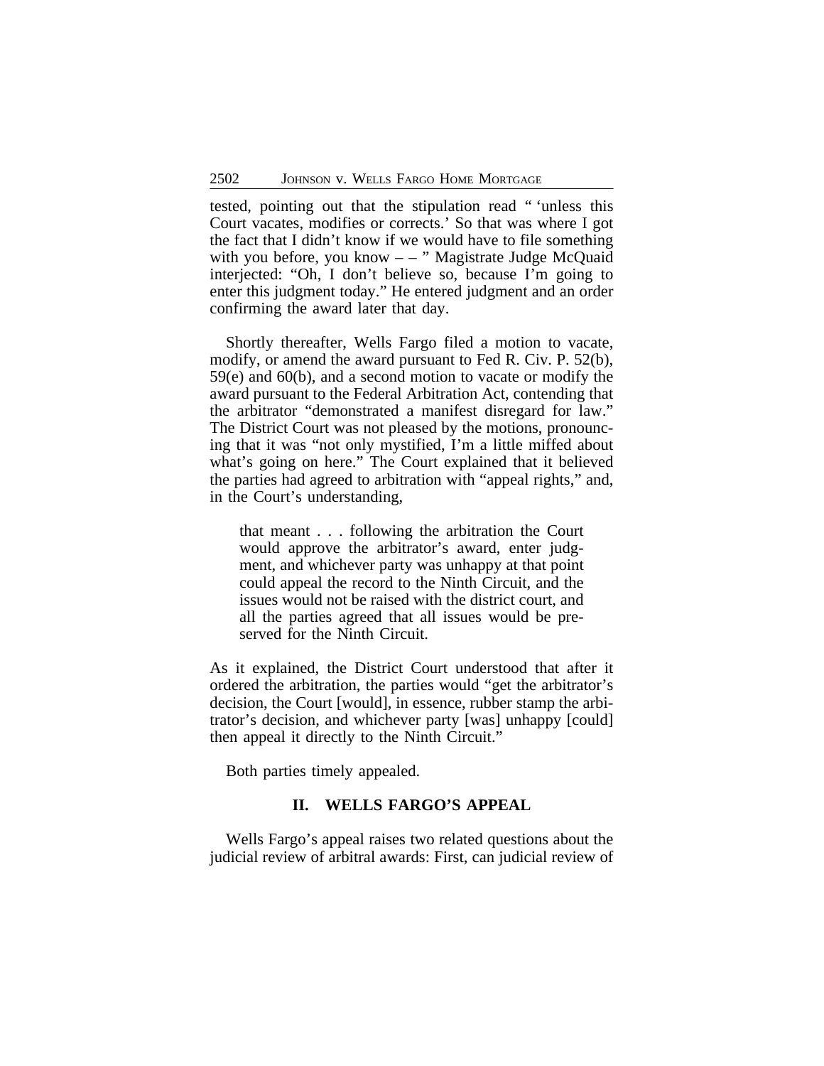tested, pointing out that the stipulation read " 'unless this Court vacates, modifies or corrects.' So that was where I got the fact that I didn't know if we would have to file something with you before, you know – – " Magistrate Judge McQuaid interjected: "Oh, I don't believe so, because I'm going to enter this judgment today." He entered judgment and an order confirming the award later that day.

Shortly thereafter, Wells Fargo filed a motion to vacate, modify, or amend the award pursuant to Fed R. Civ. P. 52(b), 59(e) and 60(b), and a second motion to vacate or modify the award pursuant to the Federal Arbitration Act, contending that the arbitrator "demonstrated a manifest disregard for law." The District Court was not pleased by the motions, pronouncing that it was "not only mystified, I'm a little miffed about what's going on here." The Court explained that it believed the parties had agreed to arbitration with "appeal rights," and, in the Court's understanding,

> that meant . . . following the arbitration the Court would approve the arbitrator's award, enter judgment, and whichever party was unhappy at that point could appeal the record to the Ninth Circuit, and the issues would not be raised with the district court, and all the parties agreed that all issues would be preserved for the Ninth Circuit.

As it explained, the District Court understood that after it ordered the arbitration, the parties would "get the arbitrator's decision, the Court [would], in essence, rubber stamp the arbitrator's decision, and whichever party [was] unhappy [could] then appeal it directly to the Ninth Circuit."

Both parties timely appealed.

## II. WELLS FARGO'S APPEAL

Wells Fargo's appeal raises two related questions about the judicial review of arbitral awards: First, can judicial review of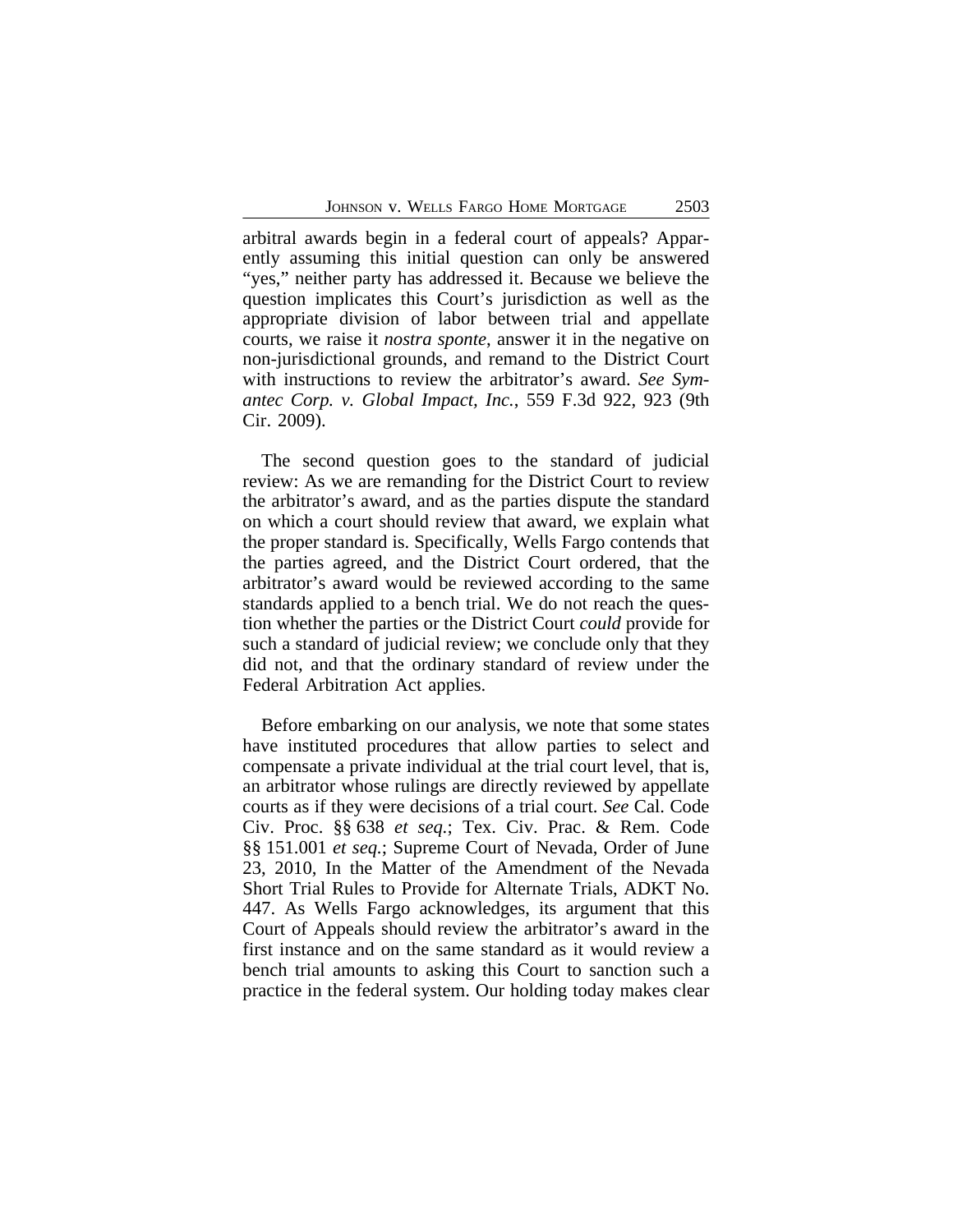arbitral awards begin in a federal court of appeals? Apparently assuming this initial question can only be answered "yes," neither party has addressed it. Because we believe the question implicates this Court's jurisdiction as well as the appropriate division of labor between trial and appellate courts, we raise it *nostra sponte*, answer it in the negative on non-jurisdictional grounds, and remand to the District Court with instructions to review the arbitrator's award. *See Symantec Corp. v. Global Impact, Inc.*, 559 F.3d 922, 923 (9th Cir. 2009).

The second question goes to the standard of judicial review: As we are remanding for the District Court to review the arbitrator's award, and as the parties dispute the standard on which a court should review that award, we explain what the proper standard is. Specifically, Wells Fargo contends that the parties agreed, and the District Court ordered, that the arbitrator's award would be reviewed according to the same standards applied to a bench trial. We do not reach the question whether the parties or the District Court *could* provide for such a standard of judicial review; we conclude only that they did not, and that the ordinary standard of review under the Federal Arbitration Act applies.

Before embarking on our analysis, we note that some states have instituted procedures that allow parties to select and compensate a private individual at the trial court level, that is, an arbitrator whose rulings are directly reviewed by appellate courts as if they were decisions of a trial court. *See* Cal. Code Civ. Proc. §§ 638 *et seq.*; Tex. Civ. Prac. & Rem. Code §§ 151.001 *et seq.*; Supreme Court of Nevada, Order of June 23, 2010, In the Matter of the Amendment of the Nevada Short Trial Rules to Provide for Alternate Trials, ADKT No. 447. As Wells Fargo acknowledges, its argument that this Court of Appeals should review the arbitrator's award in the first instance and on the same standard as it would review a bench trial amounts to asking this Court to sanction such a practice in the federal system. Our holding today makes clear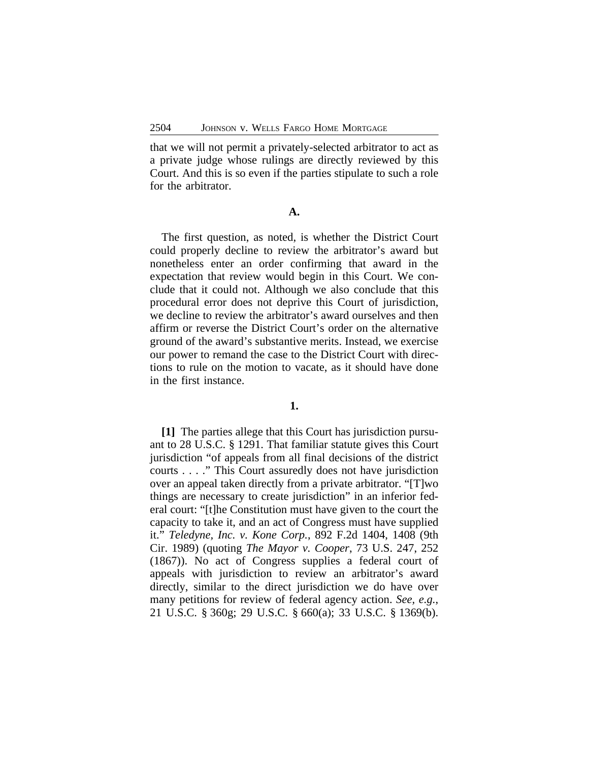that we will not permit a privately-selected arbitrator to act as a private judge whose rulings are directly reviewed by this Court. And this is so even if the parties stipulate to such a role for the arbitrator.

### A.

The first question, as noted, is whether the District Court could properly decline to review the arbitrator's award but nonetheless enter an order confirming that award in the expectation that review would begin in this Court. We conclude that it could not. Although we also conclude that this procedural error does not deprive this Court of jurisdiction, we decline to review the arbitrator's award ourselves and then affirm or reverse the District Court's order on the alternative ground of the award's substantive merits. Instead, we exercise our power to remand the case to the District Court with directions to rule on the motion to vacate, as it should have done in the first instance.

#### 1.

**[1]** The parties allege that this Court has jurisdiction pursuant to 28 U.S.C. § 1291. That familiar statute gives this Court jurisdiction "of appeals from all final decisions of the district courts . . . ." This Court assuredly does not have jurisdiction over an appeal taken directly from a private arbitrator. "[T]wo things are necessary to create jurisdiction" in an inferior federal court: "[t]he Constitution must have given to the court the capacity to take it, and an act of Congress must have supplied it." *Teledyne, Inc. v. Kone Corp.*, 892 F.2d 1404, 1408 (9th Cir. 1989) (quoting *The Mayor v. Cooper*, 73 U.S. 247, 252 (1867)). No act of Congress supplies a federal court of appeals with jurisdiction to review an arbitrator's award directly, similar to the direct jurisdiction we do have over many petitions for review of federal agency action. *See, e.g.*, 21 U.S.C. § 360g; 29 U.S.C. § 660(a); 33 U.S.C. § 1369(b).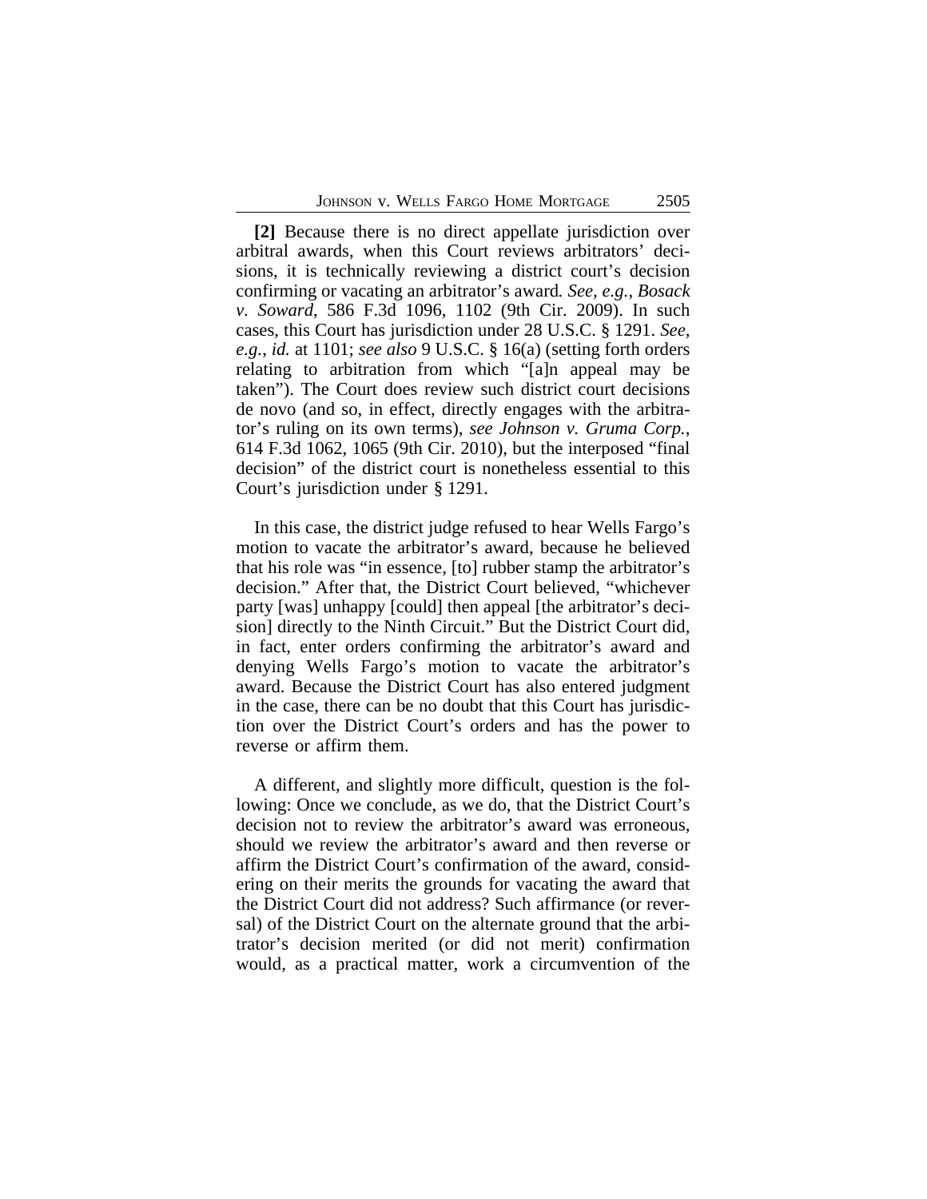**[2]** Because there is no direct appellate jurisdiction over arbitral awards, when this Court reviews arbitrators' decisions, it is technically reviewing a district court's decision confirming or vacating an arbitrator's award. *See, e.g.*, *Bosack v. Soward*, 586 F.3d 1096, 1102 (9th Cir. 2009). In such cases, this Court has jurisdiction under 28 U.S.C. § 1291. *See, e.g.*, *id.* at 1101; *see also* 9 U.S.C. § 16(a) (setting forth orders relating to arbitration from which "[a]n appeal may be taken"). The Court does review such district court decisions de novo (and so, in effect, directly engages with the arbitrator's ruling on its own terms), *see Johnson v. Gruma Corp.*, 614 F.3d 1062, 1065 (9th Cir. 2010), but the interposed "final decision" of the district court is nonetheless essential to this Court's jurisdiction under § 1291.

In this case, the district judge refused to hear Wells Fargo's motion to vacate the arbitrator's award, because he believed that his role was "in essence, [to] rubber stamp the arbitrator's decision." After that, the District Court believed, "whichever party [was] unhappy [could] then appeal [the arbitrator's decision] directly to the Ninth Circuit." But the District Court did, in fact, enter orders confirming the arbitrator's award and denying Wells Fargo's motion to vacate the arbitrator's award. Because the District Court has also entered judgment in the case, there can be no doubt that this Court has jurisdiction over the District Court's orders and has the power to reverse or affirm them.

A different, and slightly more difficult, question is the following: Once we conclude, as we do, that the District Court's decision not to review the arbitrator's award was erroneous, should we review the arbitrator's award and then reverse or affirm the District Court's confirmation of the award, considering on their merits the grounds for vacating the award that the District Court did not address? Such affirmance (or reversal) of the District Court on the alternate ground that the arbitrator's decision merited (or did not merit) confirmation would, as a practical matter, work a circumvention of the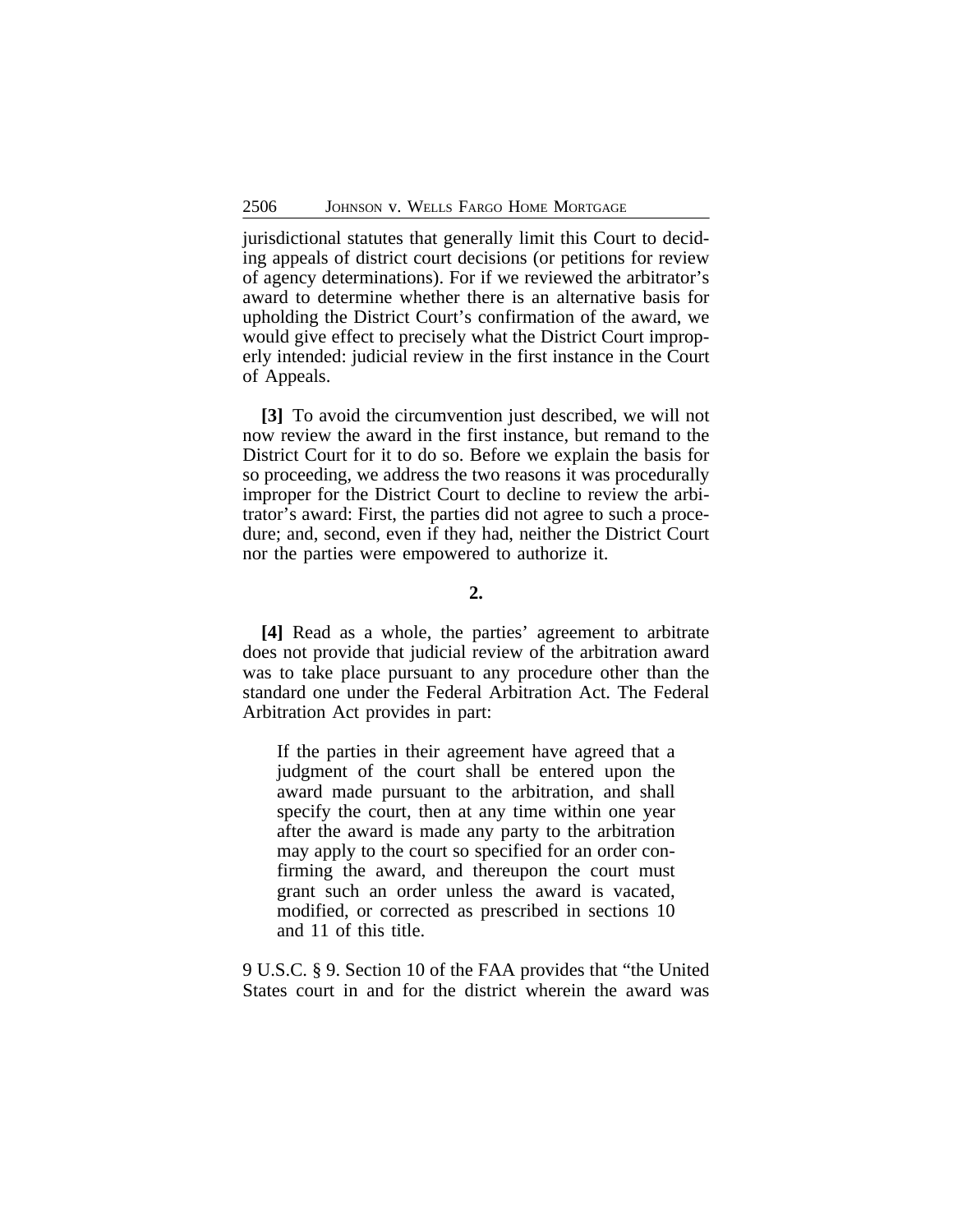jurisdictional statutes that generally limit this Court to deciding appeals of district court decisions (or petitions for review of agency determinations). For if we reviewed the arbitrator's award to determine whether there is an alternative basis for upholding the District Court's confirmation of the award, we would give effect to precisely what the District Court improperly intended: judicial review in the first instance in the Court of Appeals.

**[3]** To avoid the circumvention just described, we will not now review the award in the first instance, but remand to the District Court for it to do so. Before we explain the basis for so proceeding, we address the two reasons it was procedurally improper for the District Court to decline to review the arbitrator's award: First, the parties did not agree to such a procedure; and, second, even if they had, neither the District Court nor the parties were empowered to authorize it.

**2.**

**[4]** Read as a whole, the parties' agreement to arbitrate does not provide that judicial review of the arbitration award was to take place pursuant to any procedure other than the standard one under the Federal Arbitration Act. The Federal Arbitration Act provides in part:

> If the parties in their agreement have agreed that a judgment of the court shall be entered upon the award made pursuant to the arbitration, and shall specify the court, then at any time within one year after the award is made any party to the arbitration may apply to the court so specified for an order confirming the award, and thereupon the court must grant such an order unless the award is vacated, modified, or corrected as prescribed in sections 10 and 11 of this title.

9 U.S.C. § 9. Section 10 of the FAA provides that "the United States court in and for the district wherein the award was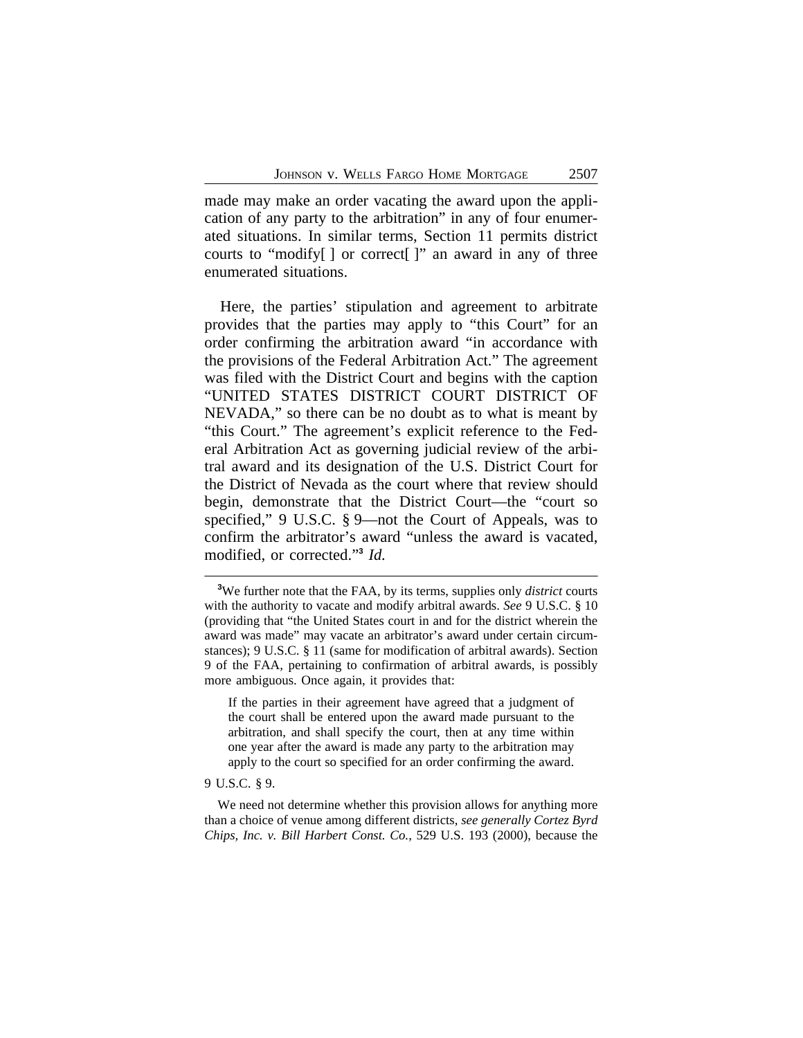made may make an order vacating the award upon the application of any party to the arbitration" in any of four enumerated situations. In similar terms, Section 11 permits district courts to "modify[ ] or correct[ ]" an award in any of three enumerated situations.

Here, the parties' stipulation and agreement to arbitrate provides that the parties may apply to "this Court" for an order confirming the arbitration award "in accordance with the provisions of the Federal Arbitration Act." The agreement was filed with the District Court and begins with the caption "UNITED STATES DISTRICT COURT DISTRICT OF NEVADA," so there can be no doubt as to what is meant by "this Court." The agreement's explicit reference to the Federal Arbitration Act as governing judicial review of the arbitral award and its designation of the U.S. District Court for the District of Nevada as the court where that review should begin, demonstrate that the District Court—the "court so specified," 9 U.S.C. § 9—not the Court of Appeals, was to confirm the arbitrator's award "unless the award is vacated, modified, or corrected."[3] *Id.*

---

[3]We further note that the FAA, by its terms, supplies only *district* courts with the authority to vacate and modify arbitral awards. *See* 9 U.S.C. § 10 (providing that "the United States court in and for the district wherein the award was made" may vacate an arbitrator's award under certain circumstances); 9 U.S.C. § 11 (same for modification of arbitral awards). Section 9 of the FAA, pertaining to confirmation of arbitral awards, is possibly more ambiguous. Once again, it provides that:

> If the parties in their agreement have agreed that a judgment of the court shall be entered upon the award made pursuant to the arbitration, and shall specify the court, then at any time within one year after the award is made any party to the arbitration may apply to the court so specified for an order confirming the award.

9 U.S.C. § 9.

We need not determine whether this provision allows for anything more than a choice of venue among different districts, *see generally Cortez Byrd Chips, Inc. v. Bill Harbert Const. Co.*, 529 U.S. 193 (2000), because the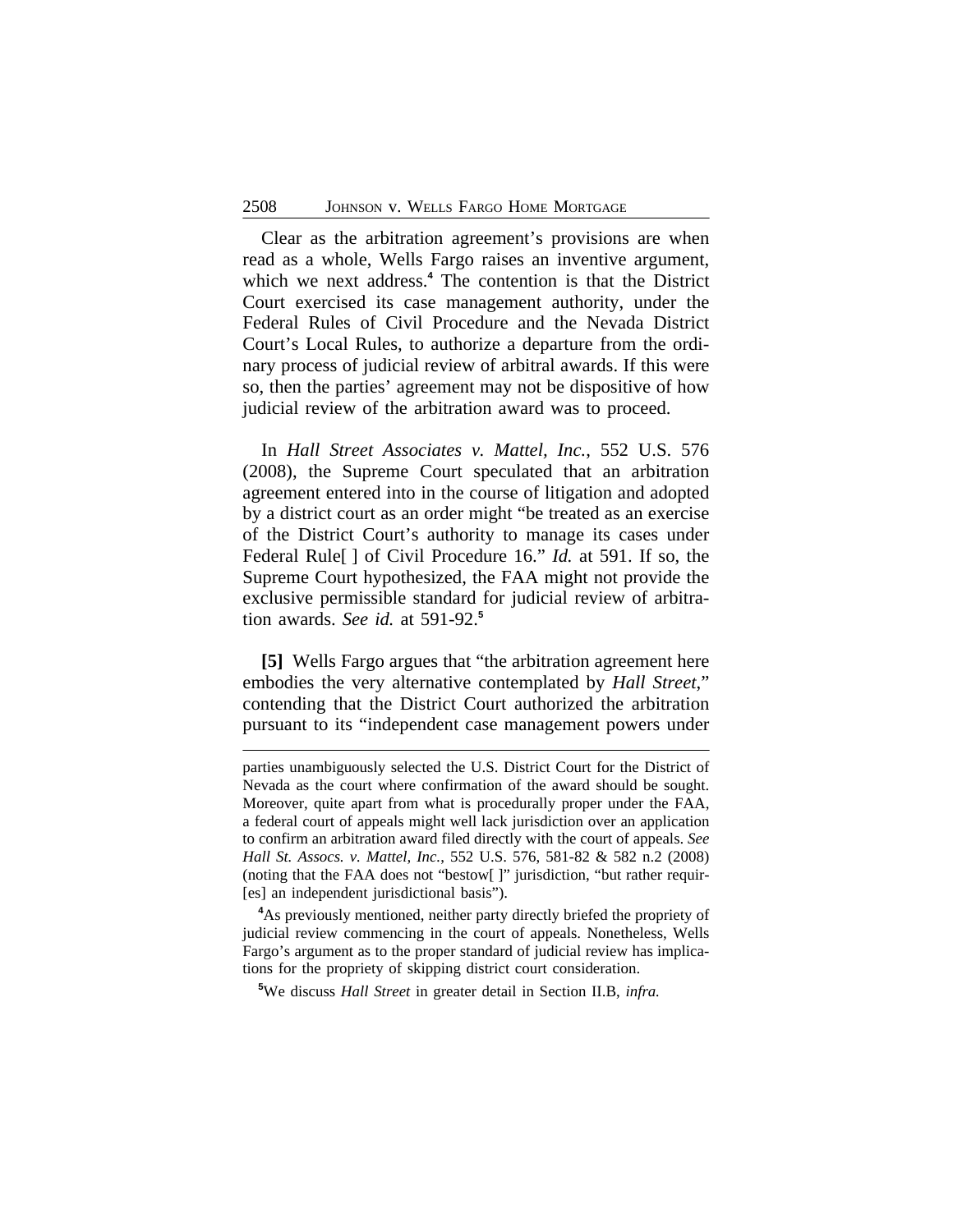Clear as the arbitration agreement's provisions are when read as a whole, Wells Fargo raises an inventive argument, which we next address.[4] The contention is that the District Court exercised its case management authority, under the Federal Rules of Civil Procedure and the Nevada District Court's Local Rules, to authorize a departure from the ordinary process of judicial review of arbitral awards. If this were so, then the parties' agreement may not be dispositive of how judicial review of the arbitration award was to proceed.

In *Hall Street Associates v. Mattel, Inc.*, 552 U.S. 576 (2008), the Supreme Court speculated that an arbitration agreement entered into in the course of litigation and adopted by a district court as an order might "be treated as an exercise of the District Court's authority to manage its cases under Federal Rule[ ] of Civil Procedure 16." *Id.* at 591. If so, the Supreme Court hypothesized, the FAA might not provide the exclusive permissible standard for judicial review of arbitration awards. *See id.* at 591-92.[5]

**[5]** Wells Fargo argues that "the arbitration agreement here embodies the very alternative contemplated by *Hall Street*," contending that the District Court authorized the arbitration pursuant to its "independent case management powers under

---

parties unambiguously selected the U.S. District Court for the District of Nevada as the court where confirmation of the award should be sought. Moreover, quite apart from what is procedurally proper under the FAA, a federal court of appeals might well lack jurisdiction over an application to confirm an arbitration award filed directly with the court of appeals. *See Hall St. Assocs. v. Mattel, Inc.*, 552 U.S. 576, 581-82 & 582 n.2 (2008) (noting that the FAA does not "bestow[ ]" jurisdiction, "but rather requir-[es] an independent jurisdictional basis").

[4]As previously mentioned, neither party directly briefed the propriety of judicial review commencing in the court of appeals. Nonetheless, Wells Fargo's argument as to the proper standard of judicial review has implications for the propriety of skipping district court consideration.

[5]We discuss *Hall Street* in greater detail in Section II.B, *infra.*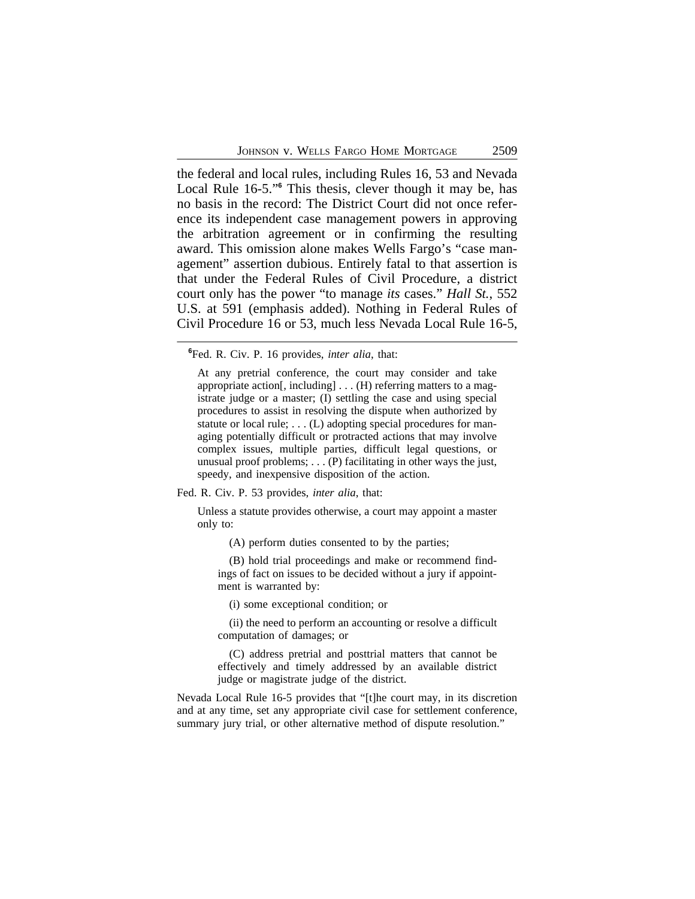the federal and local rules, including Rules 16, 53 and Nevada Local Rule 16-5."[6] This thesis, clever though it may be, has no basis in the record: The District Court did not once reference its independent case management powers in approving the arbitration agreement or in confirming the resulting award. This omission alone makes Wells Fargo's "case management" assertion dubious. Entirely fatal to that assertion is that under the Federal Rules of Civil Procedure, a district court only has the power "to manage *its* cases." *Hall St.*, 552 U.S. at 591 (emphasis added). Nothing in Federal Rules of Civil Procedure 16 or 53, much less Nevada Local Rule 16-5,

---

[6]Fed. R. Civ. P. 16 provides, *inter alia*, that:

> At any pretrial conference, the court may consider and take appropriate action[, including] . . . (H) referring matters to a magistrate judge or a master; (I) settling the case and using special procedures to assist in resolving the dispute when authorized by statute or local rule; . . . (L) adopting special procedures for managing potentially difficult or protracted actions that may involve complex issues, multiple parties, difficult legal questions, or unusual proof problems; . . . (P) facilitating in other ways the just, speedy, and inexpensive disposition of the action.

Fed. R. Civ. P. 53 provides, *inter alia*, that:

> Unless a statute provides otherwise, a court may appoint a master only to:
>
> (A) perform duties consented to by the parties;
>
> (B) hold trial proceedings and make or recommend findings of fact on issues to be decided without a jury if appointment is warranted by:
>
> (i) some exceptional condition; or
>
> (ii) the need to perform an accounting or resolve a difficult computation of damages; or
>
> (C) address pretrial and posttrial matters that cannot be effectively and timely addressed by an available district judge or magistrate judge of the district.

Nevada Local Rule 16-5 provides that "[t]he court may, in its discretion and at any time, set any appropriate civil case for settlement conference, summary jury trial, or other alternative method of dispute resolution."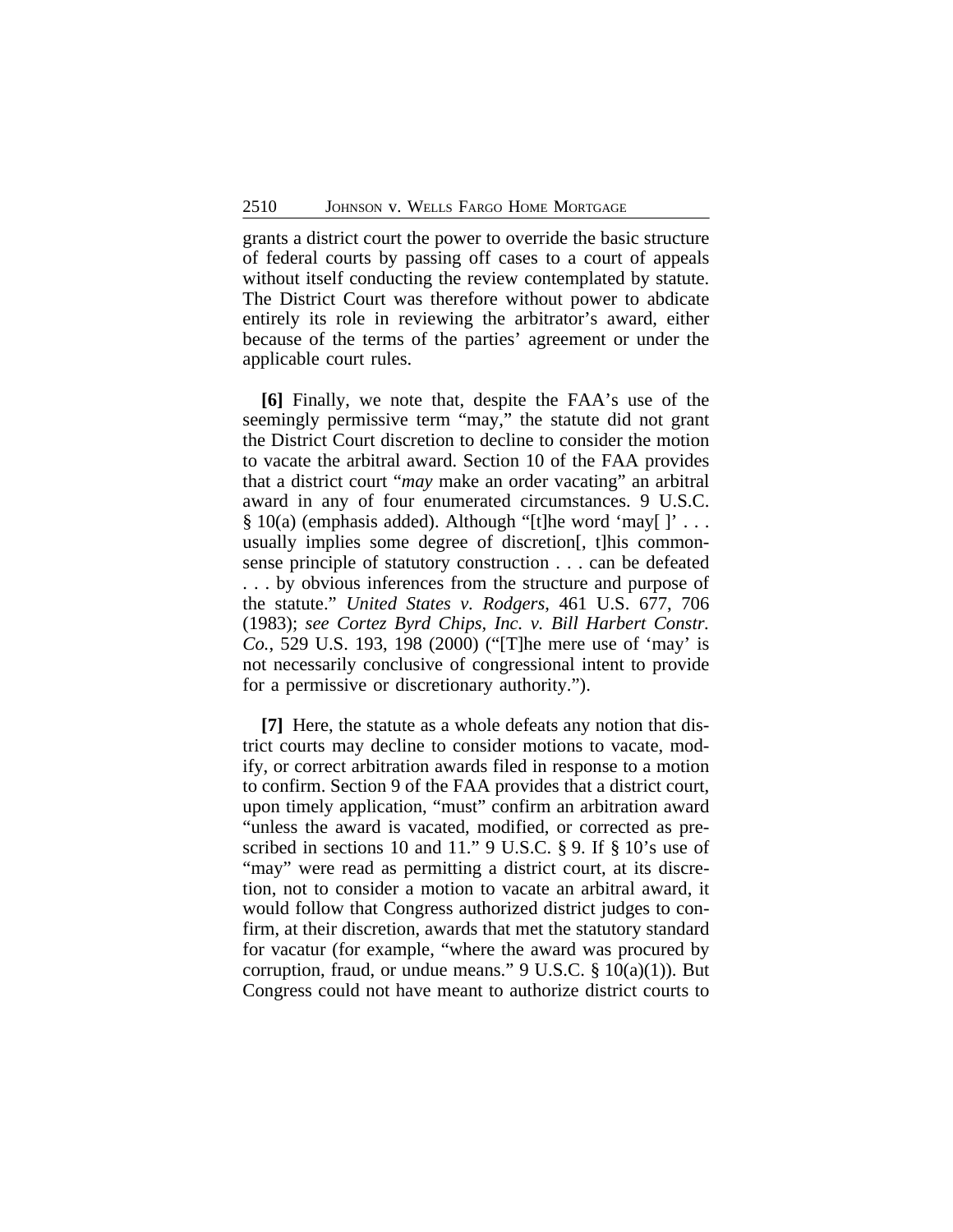grants a district court the power to override the basic structure of federal courts by passing off cases to a court of appeals without itself conducting the review contemplated by statute. The District Court was therefore without power to abdicate entirely its role in reviewing the arbitrator's award, either because of the terms of the parties' agreement or under the applicable court rules.

**[6]** Finally, we note that, despite the FAA's use of the seemingly permissive term "may," the statute did not grant the District Court discretion to decline to consider the motion to vacate the arbitral award. Section 10 of the FAA provides that a district court "*may* make an order vacating" an arbitral award in any of four enumerated circumstances. 9 U.S.C. § 10(a) (emphasis added). Although "[t]he word 'may[ ]' . . . usually implies some degree of discretion[, t]his common-sense principle of statutory construction . . . can be defeated . . . by obvious inferences from the structure and purpose of the statute." *United States v. Rodgers*, 461 U.S. 677, 706 (1983); *see Cortez Byrd Chips, Inc. v. Bill Harbert Constr. Co.*, 529 U.S. 193, 198 (2000) ("[T]he mere use of 'may' is not necessarily conclusive of congressional intent to provide for a permissive or discretionary authority.").

**[7]** Here, the statute as a whole defeats any notion that district courts may decline to consider motions to vacate, modify, or correct arbitration awards filed in response to a motion to confirm. Section 9 of the FAA provides that a district court, upon timely application, "must" confirm an arbitration award "unless the award is vacated, modified, or corrected as prescribed in sections 10 and 11." 9 U.S.C. § 9. If § 10's use of "may" were read as permitting a district court, at its discretion, not to consider a motion to vacate an arbitral award, it would follow that Congress authorized district judges to confirm, at their discretion, awards that met the statutory standard for vacatur (for example, "where the award was procured by corruption, fraud, or undue means." 9 U.S.C. § 10(a)(1)). But Congress could not have meant to authorize district courts to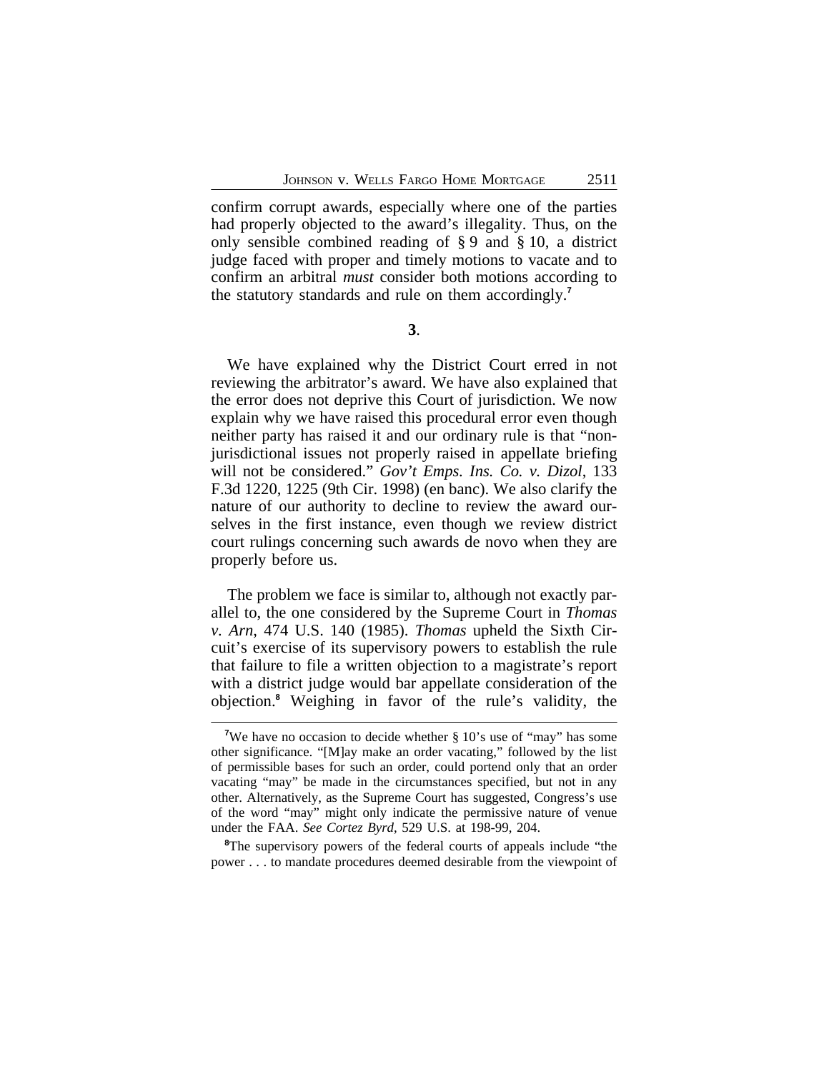confirm corrupt awards, especially where one of the parties had properly objected to the award's illegality. Thus, on the only sensible combined reading of § 9 and § 10, a district judge faced with proper and timely motions to vacate and to confirm an arbitral *must* consider both motions according to the statutory standards and rule on them accordingly.[7]

**3**.

We have explained why the District Court erred in not reviewing the arbitrator's award. We have also explained that the error does not deprive this Court of jurisdiction. We now explain why we have raised this procedural error even though neither party has raised it and our ordinary rule is that "non-jurisdictional issues not properly raised in appellate briefing will not be considered." *Gov't Emps. Ins. Co. v. Dizol*, 133 F.3d 1220, 1225 (9th Cir. 1998) (en banc). We also clarify the nature of our authority to decline to review the award ourselves in the first instance, even though we review district court rulings concerning such awards de novo when they are properly before us.

The problem we face is similar to, although not exactly parallel to, the one considered by the Supreme Court in *Thomas v. Arn*, 474 U.S. 140 (1985). *Thomas* upheld the Sixth Circuit's exercise of its supervisory powers to establish the rule that failure to file a written objection to a magistrate's report with a district judge would bar appellate consideration of the objection.[8] Weighing in favor of the rule's validity, the

[7]We have no occasion to decide whether § 10's use of "may" has some other significance. "[M]ay make an order vacating," followed by the list of permissible bases for such an order, could portend only that an order vacating "may" be made in the circumstances specified, but not in any other. Alternatively, as the Supreme Court has suggested, Congress's use of the word "may" might only indicate the permissive nature of venue under the FAA. *See Cortez Byrd*, 529 U.S. at 198-99, 204.

[8]The supervisory powers of the federal courts of appeals include "the power . . . to mandate procedures deemed desirable from the viewpoint of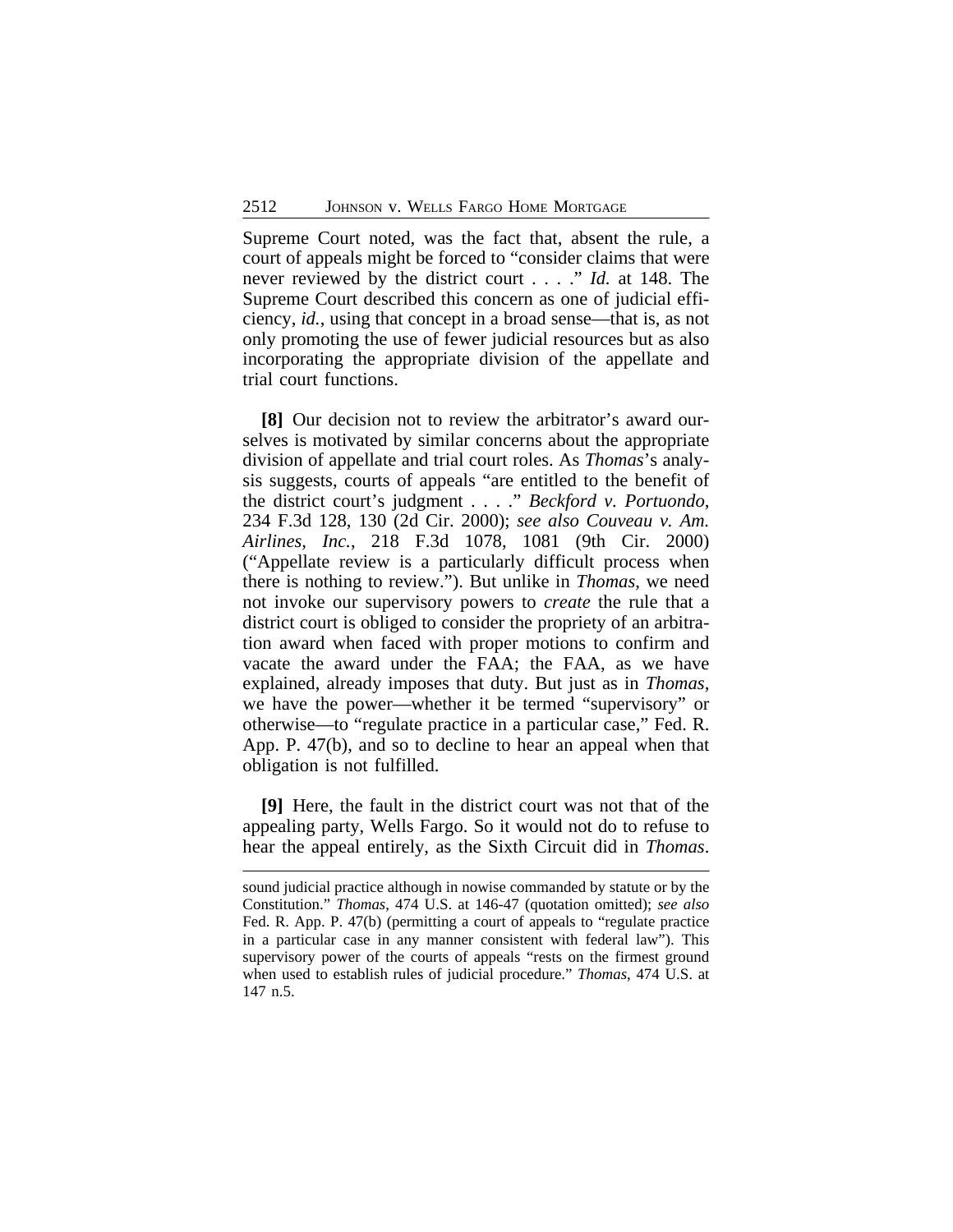Supreme Court noted, was the fact that, absent the rule, a court of appeals might be forced to "consider claims that were never reviewed by the district court . . . ." *Id.* at 148. The Supreme Court described this concern as one of judicial efficiency, *id.*, using that concept in a broad sense—that is, as not only promoting the use of fewer judicial resources but as also incorporating the appropriate division of the appellate and trial court functions.

**[8]** Our decision not to review the arbitrator's award ourselves is motivated by similar concerns about the appropriate division of appellate and trial court roles. As *Thomas*'s analysis suggests, courts of appeals "are entitled to the benefit of the district court's judgment . . . ." *Beckford v. Portuondo*, 234 F.3d 128, 130 (2d Cir. 2000); *see also Couveau v. Am. Airlines, Inc.*, 218 F.3d 1078, 1081 (9th Cir. 2000) ("Appellate review is a particularly difficult process when there is nothing to review."). But unlike in *Thomas*, we need not invoke our supervisory powers to *create* the rule that a district court is obliged to consider the propriety of an arbitration award when faced with proper motions to confirm and vacate the award under the FAA; the FAA, as we have explained, already imposes that duty. But just as in *Thomas*, we have the power—whether it be termed "supervisory" or otherwise—to "regulate practice in a particular case," Fed. R. App. P. 47(b), and so to decline to hear an appeal when that obligation is not fulfilled.

**[9]** Here, the fault in the district court was not that of the appealing party, Wells Fargo. So it would not do to refuse to hear the appeal entirely, as the Sixth Circuit did in *Thomas*.

---

sound judicial practice although in nowise commanded by statute or by the Constitution." *Thomas*, 474 U.S. at 146-47 (quotation omitted); *see also* Fed. R. App. P. 47(b) (permitting a court of appeals to "regulate practice in a particular case in any manner consistent with federal law"). This supervisory power of the courts of appeals "rests on the firmest ground when used to establish rules of judicial procedure." *Thomas*, 474 U.S. at 147 n.5.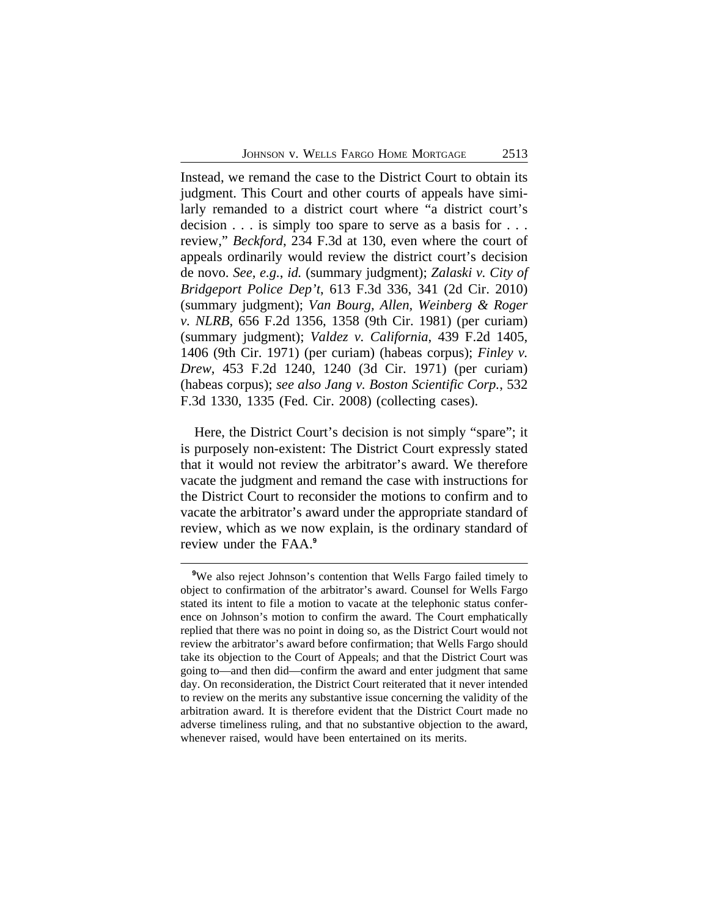Instead, we remand the case to the District Court to obtain its judgment. This Court and other courts of appeals have similarly remanded to a district court where "a district court's decision . . . is simply too spare to serve as a basis for . . . review," *Beckford*, 234 F.3d at 130, even where the court of appeals ordinarily would review the district court's decision de novo. *See, e.g.*, *id.* (summary judgment); *Zalaski v. City of Bridgeport Police Dep't*, 613 F.3d 336, 341 (2d Cir. 2010) (summary judgment); *Van Bourg, Allen, Weinberg & Roger v. NLRB*, 656 F.2d 1356, 1358 (9th Cir. 1981) (per curiam) (summary judgment); *Valdez v. California*, 439 F.2d 1405, 1406 (9th Cir. 1971) (per curiam) (habeas corpus); *Finley v. Drew*, 453 F.2d 1240, 1240 (3d Cir. 1971) (per curiam) (habeas corpus); *see also Jang v. Boston Scientific Corp.*, 532 F.3d 1330, 1335 (Fed. Cir. 2008) (collecting cases).

Here, the District Court's decision is not simply "spare"; it is purposely non-existent: The District Court expressly stated that it would not review the arbitrator's award. We therefore vacate the judgment and remand the case with instructions for the District Court to reconsider the motions to confirm and to vacate the arbitrator's award under the appropriate standard of review, which as we now explain, is the ordinary standard of review under the FAA.[9]

---

[9]We also reject Johnson's contention that Wells Fargo failed timely to object to confirmation of the arbitrator's award. Counsel for Wells Fargo stated its intent to file a motion to vacate at the telephonic status conference on Johnson's motion to confirm the award. The Court emphatically replied that there was no point in doing so, as the District Court would not review the arbitrator's award before confirmation; that Wells Fargo should take its objection to the Court of Appeals; and that the District Court was going to—and then did—confirm the award and enter judgment that same day. On reconsideration, the District Court reiterated that it never intended to review on the merits any substantive issue concerning the validity of the arbitration award. It is therefore evident that the District Court made no adverse timeliness ruling, and that no substantive objection to the award, whenever raised, would have been entertained on its merits.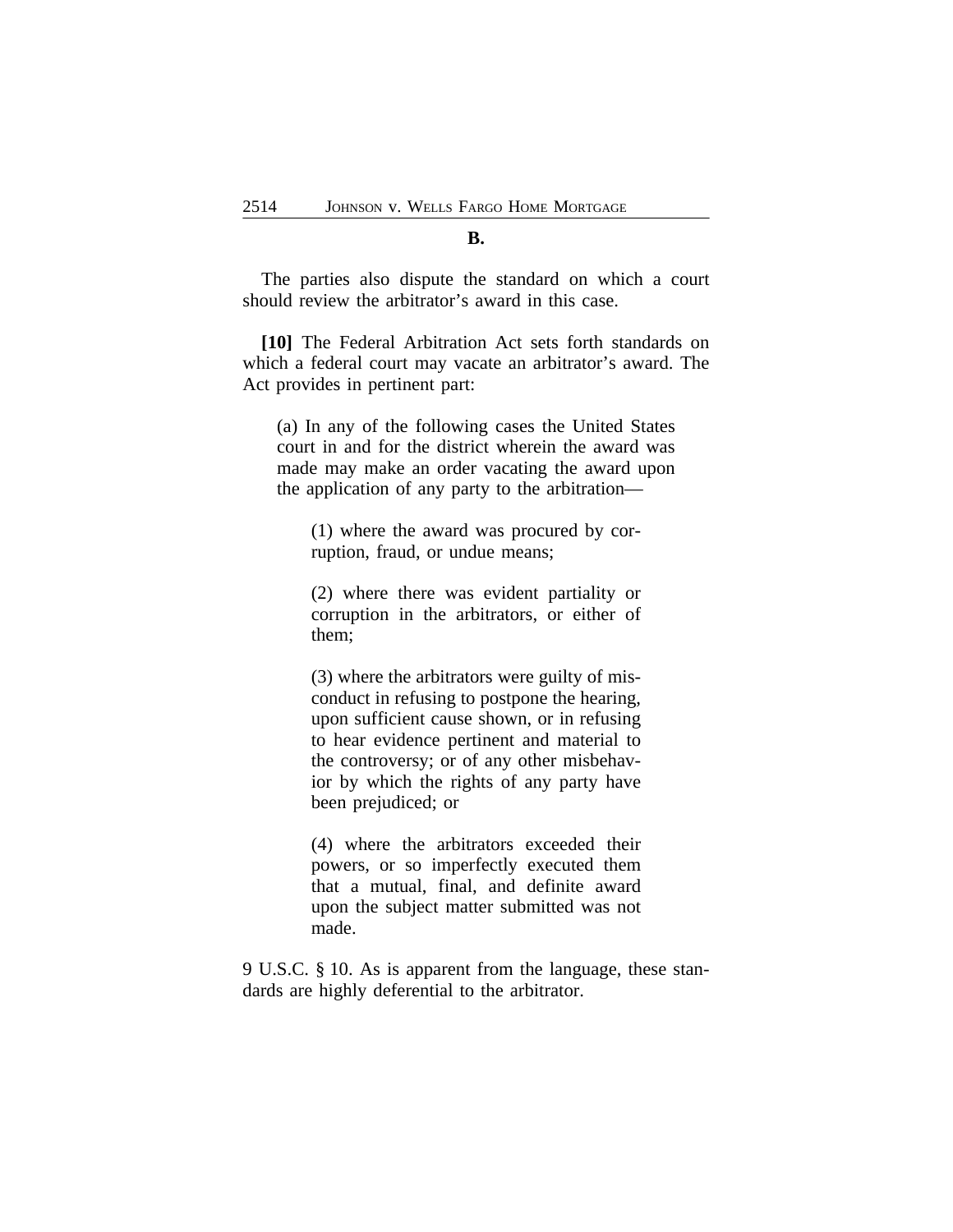**B.**

The parties also dispute the standard on which a court should review the arbitrator's award in this case.

**[10]** The Federal Arbitration Act sets forth standards on which a federal court may vacate an arbitrator's award. The Act provides in pertinent part:

> (a) In any of the following cases the United States court in and for the district wherein the award was made may make an order vacating the award upon the application of any party to the arbitration—
>
> > (1) where the award was procured by corruption, fraud, or undue means;
> >
> > (2) where there was evident partiality or corruption in the arbitrators, or either of them;
> >
> > (3) where the arbitrators were guilty of misconduct in refusing to postpone the hearing, upon sufficient cause shown, or in refusing to hear evidence pertinent and material to the controversy; or of any other misbehavior by which the rights of any party have been prejudiced; or
> >
> > (4) where the arbitrators exceeded their powers, or so imperfectly executed them that a mutual, final, and definite award upon the subject matter submitted was not made.

9 U.S.C. § 10. As is apparent from the language, these standards are highly deferential to the arbitrator.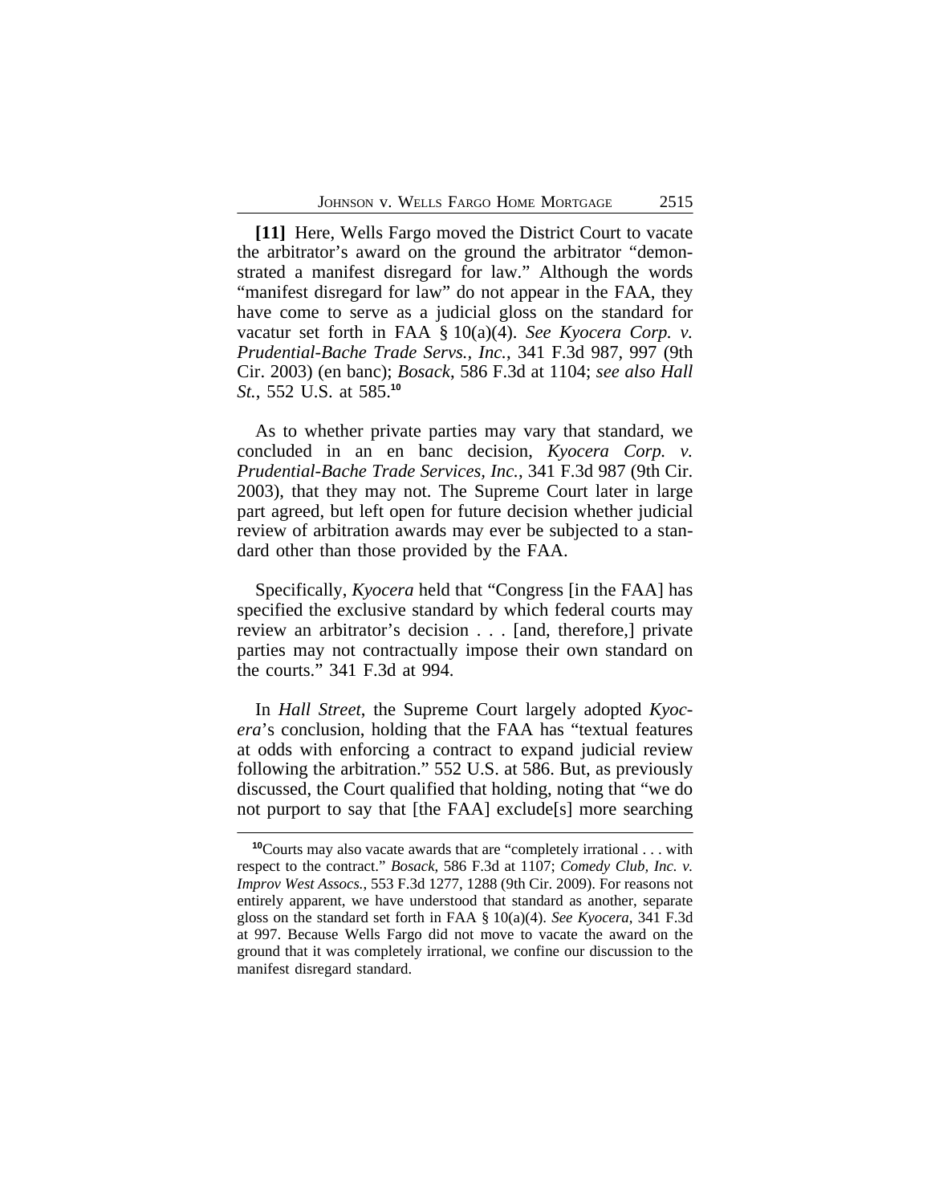**[11]** Here, Wells Fargo moved the District Court to vacate the arbitrator's award on the ground the arbitrator "demonstrated a manifest disregard for law." Although the words "manifest disregard for law" do not appear in the FAA, they have come to serve as a judicial gloss on the standard for vacatur set forth in FAA § 10(a)(4). *See Kyocera Corp. v. Prudential-Bache Trade Servs., Inc.*, 341 F.3d 987, 997 (9th Cir. 2003) (en banc); *Bosack*, 586 F.3d at 1104; *see also Hall St.*, 552 U.S. at 585.[10]

As to whether private parties may vary that standard, we concluded in an en banc decision, *Kyocera Corp. v. Prudential-Bache Trade Services, Inc.*, 341 F.3d 987 (9th Cir. 2003), that they may not. The Supreme Court later in large part agreed, but left open for future decision whether judicial review of arbitration awards may ever be subjected to a standard other than those provided by the FAA.

Specifically, *Kyocera* held that "Congress [in the FAA] has specified the exclusive standard by which federal courts may review an arbitrator's decision . . . [and, therefore,] private parties may not contractually impose their own standard on the courts." 341 F.3d at 994.

In *Hall Street*, the Supreme Court largely adopted *Kyocera*'s conclusion, holding that the FAA has "textual features at odds with enforcing a contract to expand judicial review following the arbitration." 552 U.S. at 586. But, as previously discussed, the Court qualified that holding, noting that "we do not purport to say that [the FAA] exclude[s] more searching

---

[10]Courts may also vacate awards that are "completely irrational . . . with respect to the contract." *Bosack*, 586 F.3d at 1107; *Comedy Club, Inc. v. Improv West Assocs.*, 553 F.3d 1277, 1288 (9th Cir. 2009). For reasons not entirely apparent, we have understood that standard as another, separate gloss on the standard set forth in FAA § 10(a)(4). *See Kyocera*, 341 F.3d at 997. Because Wells Fargo did not move to vacate the award on the ground that it was completely irrational, we confine our discussion to the manifest disregard standard.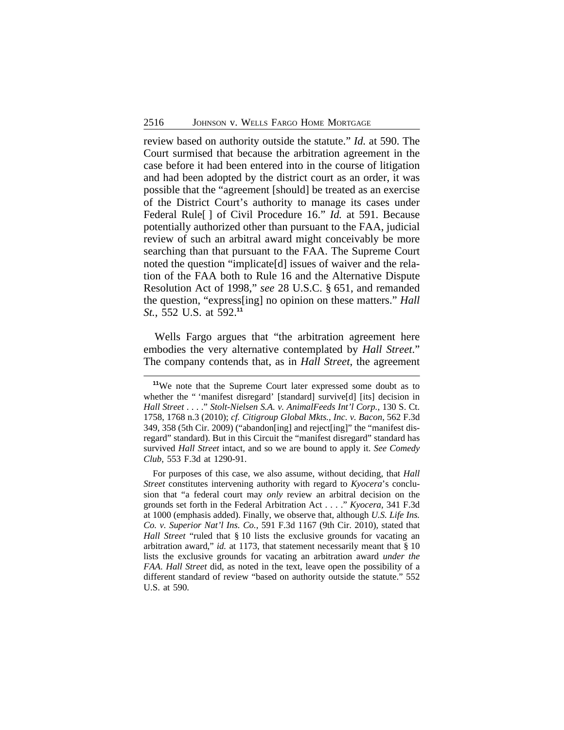review based on authority outside the statute." *Id.* at 590. The Court surmised that because the arbitration agreement in the case before it had been entered into in the course of litigation and had been adopted by the district court as an order, it was possible that the "agreement [should] be treated as an exercise of the District Court's authority to manage its cases under Federal Rule[ ] of Civil Procedure 16." *Id.* at 591. Because potentially authorized other than pursuant to the FAA, judicial review of such an arbitral award might conceivably be more searching than that pursuant to the FAA. The Supreme Court noted the question "implicate[d] issues of waiver and the relation of the FAA both to Rule 16 and the Alternative Dispute Resolution Act of 1998," *see* 28 U.S.C. § 651, and remanded the question, "express[ing] no opinion on these matters." *Hall St.*, 552 U.S. at 592.[11]

Wells Fargo argues that "the arbitration agreement here embodies the very alternative contemplated by *Hall Street*." The company contends that, as in *Hall Street*, the agreement

---

[11]We note that the Supreme Court later expressed some doubt as to whether the " 'manifest disregard' [standard] survive[d] [its] decision in *Hall Street* . . . ." *Stolt-Nielsen S.A. v. AnimalFeeds Int'l Corp.*, 130 S. Ct. 1758, 1768 n.3 (2010); *cf. Citigroup Global Mkts., Inc. v. Bacon*, 562 F.3d 349, 358 (5th Cir. 2009) ("abandon[ing] and reject[ing]" the "manifest disregard" standard). But in this Circuit the "manifest disregard" standard has survived *Hall Street* intact, and so we are bound to apply it. *See Comedy Club*, 553 F.3d at 1290-91.

For purposes of this case, we also assume, without deciding, that *Hall Street* constitutes intervening authority with regard to *Kyocera*'s conclusion that "a federal court may *only* review an arbitral decision on the grounds set forth in the Federal Arbitration Act . . . ." *Kyocera*, 341 F.3d at 1000 (emphasis added). Finally, we observe that, although *U.S. Life Ins. Co. v. Superior Nat'l Ins. Co.*, 591 F.3d 1167 (9th Cir. 2010), stated that *Hall Street* "ruled that § 10 lists the exclusive grounds for vacating an arbitration award," *id.* at 1173, that statement necessarily meant that § 10 lists the exclusive grounds for vacating an arbitration award *under the FAA*. *Hall Street* did, as noted in the text, leave open the possibility of a different standard of review "based on authority outside the statute." 552 U.S. at 590.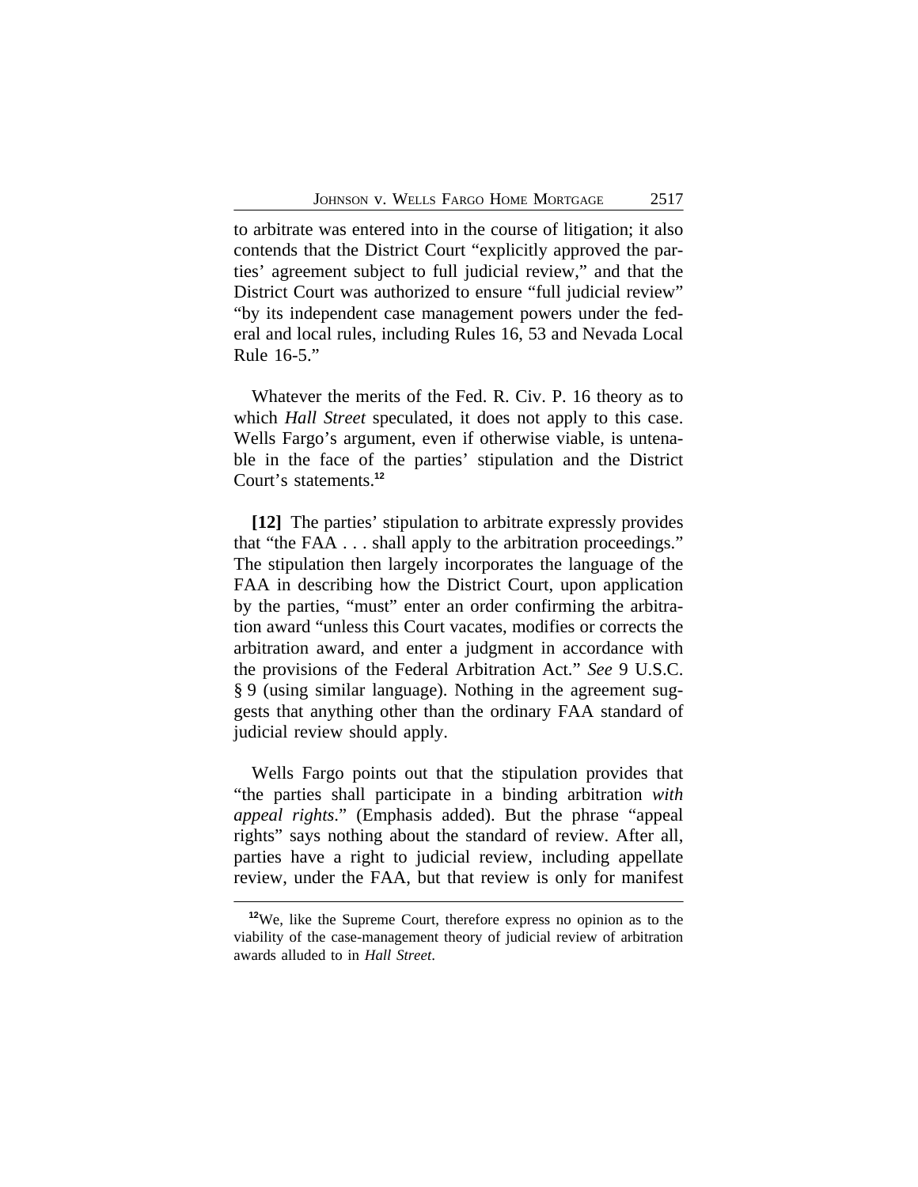to arbitrate was entered into in the course of litigation; it also contends that the District Court "explicitly approved the parties' agreement subject to full judicial review," and that the District Court was authorized to ensure "full judicial review" "by its independent case management powers under the federal and local rules, including Rules 16, 53 and Nevada Local Rule 16-5."

Whatever the merits of the Fed. R. Civ. P. 16 theory as to which *Hall Street* speculated, it does not apply to this case. Wells Fargo's argument, even if otherwise viable, is untenable in the face of the parties' stipulation and the District Court's statements.[12]

**[12]** The parties' stipulation to arbitrate expressly provides that "the FAA . . . shall apply to the arbitration proceedings." The stipulation then largely incorporates the language of the FAA in describing how the District Court, upon application by the parties, "must" enter an order confirming the arbitration award "unless this Court vacates, modifies or corrects the arbitration award, and enter a judgment in accordance with the provisions of the Federal Arbitration Act." *See* 9 U.S.C. § 9 (using similar language). Nothing in the agreement suggests that anything other than the ordinary FAA standard of judicial review should apply.

Wells Fargo points out that the stipulation provides that "the parties shall participate in a binding arbitration *with appeal rights*." (Emphasis added). But the phrase "appeal rights" says nothing about the standard of review. After all, parties have a right to judicial review, including appellate review, under the FAA, but that review is only for manifest

---

[12]We, like the Supreme Court, therefore express no opinion as to the viability of the case-management theory of judicial review of arbitration awards alluded to in *Hall Street*.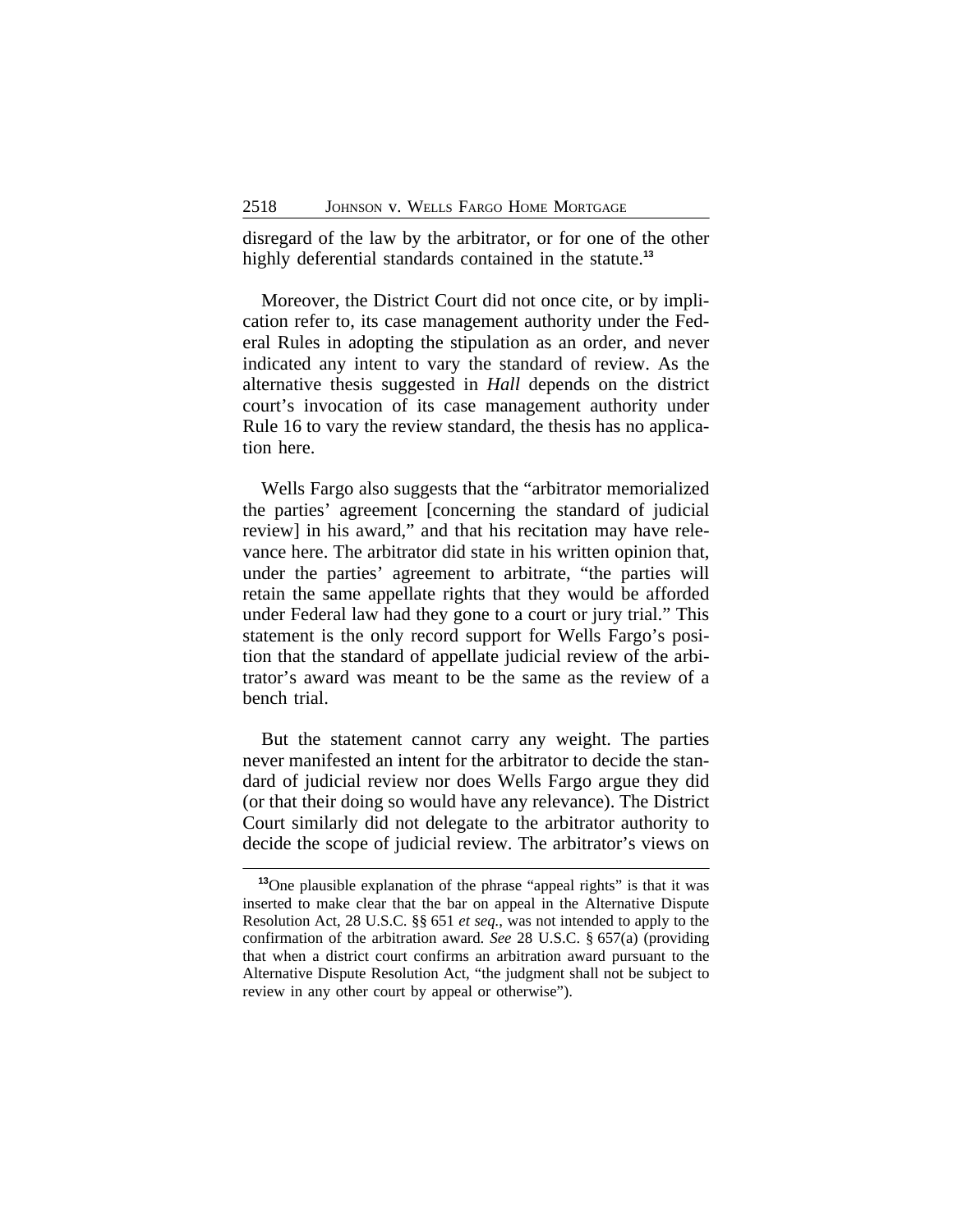disregard of the law by the arbitrator, or for one of the other highly deferential standards contained in the statute.[13]

Moreover, the District Court did not once cite, or by implication refer to, its case management authority under the Federal Rules in adopting the stipulation as an order, and never indicated any intent to vary the standard of review. As the alternative thesis suggested in *Hall* depends on the district court's invocation of its case management authority under Rule 16 to vary the review standard, the thesis has no application here.

Wells Fargo also suggests that the "arbitrator memorialized the parties' agreement [concerning the standard of judicial review] in his award," and that his recitation may have relevance here. The arbitrator did state in his written opinion that, under the parties' agreement to arbitrate, "the parties will retain the same appellate rights that they would be afforded under Federal law had they gone to a court or jury trial." This statement is the only record support for Wells Fargo's position that the standard of appellate judicial review of the arbitrator's award was meant to be the same as the review of a bench trial.

But the statement cannot carry any weight. The parties never manifested an intent for the arbitrator to decide the standard of judicial review nor does Wells Fargo argue they did (or that their doing so would have any relevance). The District Court similarly did not delegate to the arbitrator authority to decide the scope of judicial review. The arbitrator's views on

---

[13]One plausible explanation of the phrase "appeal rights" is that it was inserted to make clear that the bar on appeal in the Alternative Dispute Resolution Act, 28 U.S.C. §§ 651 *et seq.*, was not intended to apply to the confirmation of the arbitration award. *See* 28 U.S.C. § 657(a) (providing that when a district court confirms an arbitration award pursuant to the Alternative Dispute Resolution Act, "the judgment shall not be subject to review in any other court by appeal or otherwise").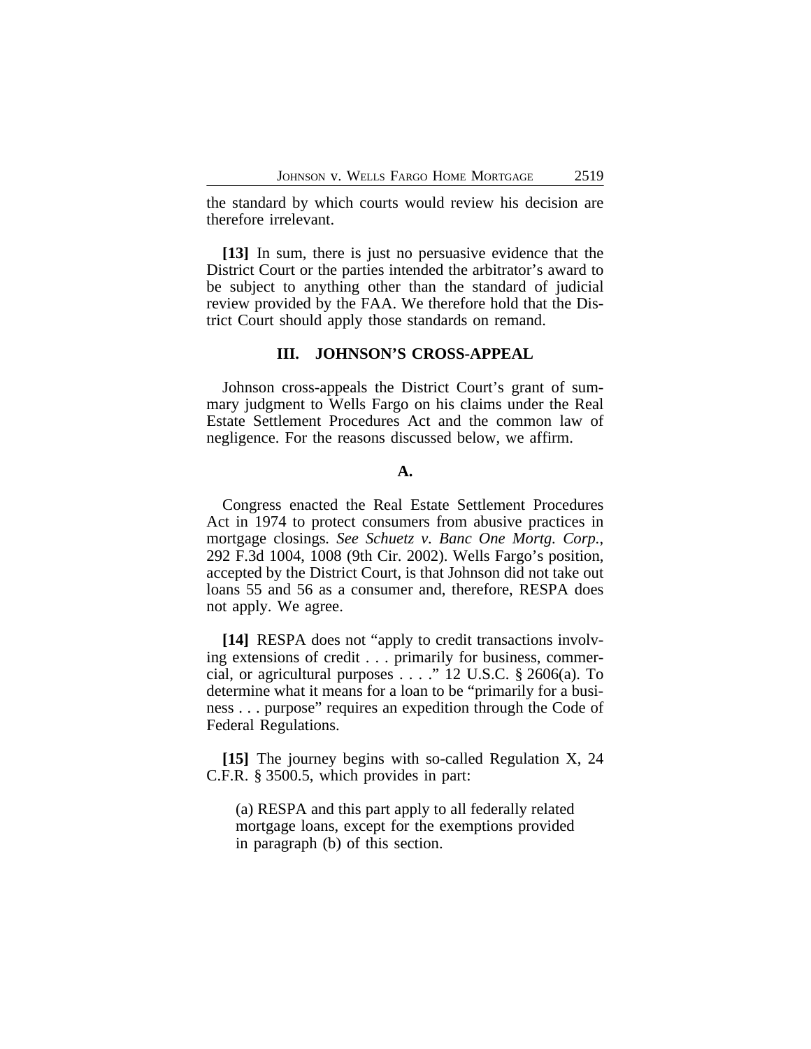the standard by which courts would review his decision are therefore irrelevant.

**[13]** In sum, there is just no persuasive evidence that the District Court or the parties intended the arbitrator's award to be subject to anything other than the standard of judicial review provided by the FAA. We therefore hold that the District Court should apply those standards on remand.

### III. JOHNSON'S CROSS-APPEAL

Johnson cross-appeals the District Court's grant of summary judgment to Wells Fargo on his claims under the Real Estate Settlement Procedures Act and the common law of negligence. For the reasons discussed below, we affirm.

#### A.

Congress enacted the Real Estate Settlement Procedures Act in 1974 to protect consumers from abusive practices in mortgage closings. *See Schuetz v. Banc One Mortg. Corp.*, 292 F.3d 1004, 1008 (9th Cir. 2002). Wells Fargo's position, accepted by the District Court, is that Johnson did not take out loans 55 and 56 as a consumer and, therefore, RESPA does not apply. We agree.

**[14]** RESPA does not "apply to credit transactions involving extensions of credit . . . primarily for business, commercial, or agricultural purposes . . . ." 12 U.S.C. § 2606(a). To determine what it means for a loan to be "primarily for a business . . . purpose" requires an expedition through the Code of Federal Regulations.

**[15]** The journey begins with so-called Regulation X, 24 C.F.R. § 3500.5, which provides in part:

> (a) RESPA and this part apply to all federally related mortgage loans, except for the exemptions provided in paragraph (b) of this section.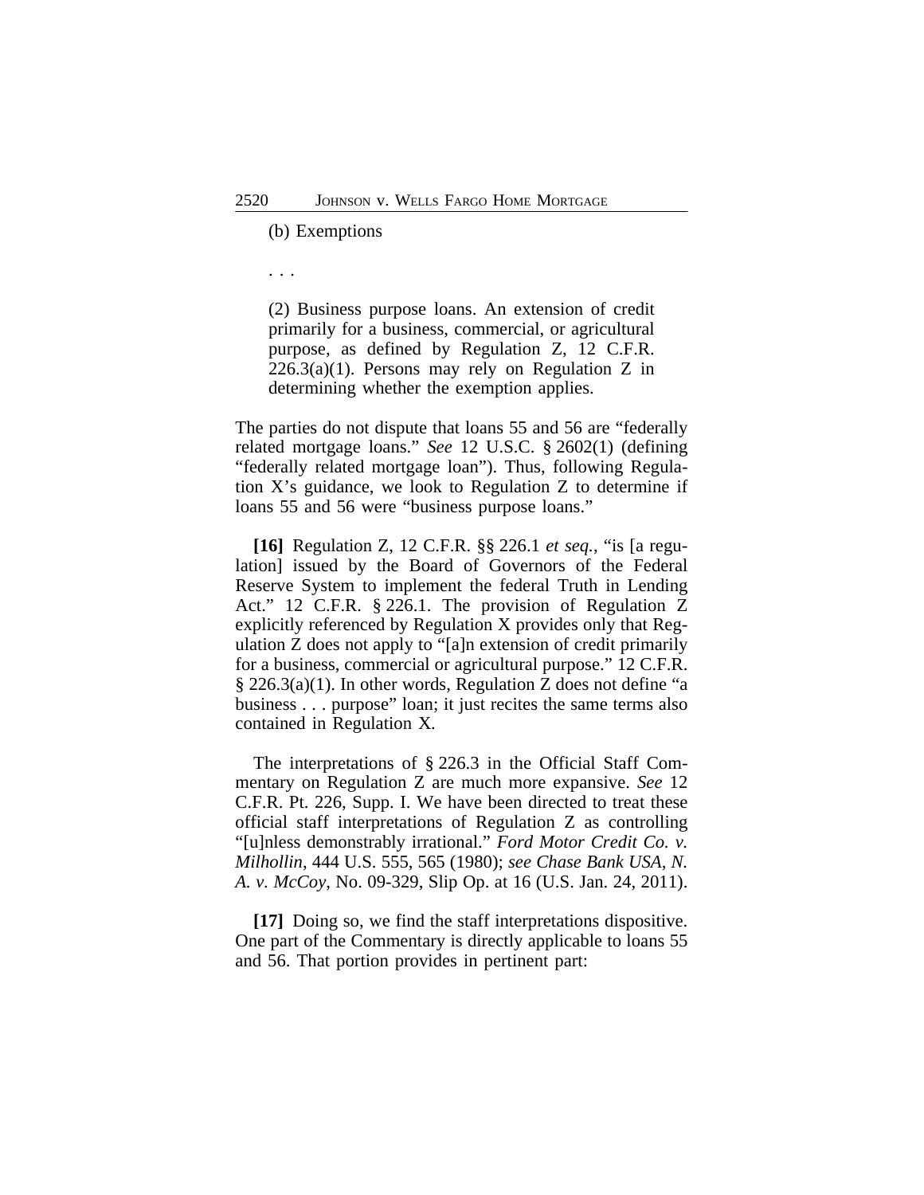> (b) Exemptions
>
> . . .
>
> (2) Business purpose loans. An extension of credit primarily for a business, commercial, or agricultural purpose, as defined by Regulation Z, 12 C.F.R. 226.3(a)(1). Persons may rely on Regulation Z in determining whether the exemption applies.

The parties do not dispute that loans 55 and 56 are "federally related mortgage loans." *See* 12 U.S.C. § 2602(1) (defining "federally related mortgage loan"). Thus, following Regulation X's guidance, we look to Regulation Z to determine if loans 55 and 56 were "business purpose loans."

**[16]** Regulation Z, 12 C.F.R. §§ 226.1 *et seq.*, "is [a regulation] issued by the Board of Governors of the Federal Reserve System to implement the federal Truth in Lending Act." 12 C.F.R. § 226.1. The provision of Regulation Z explicitly referenced by Regulation X provides only that Regulation Z does not apply to "[a]n extension of credit primarily for a business, commercial or agricultural purpose." 12 C.F.R. § 226.3(a)(1). In other words, Regulation Z does not define "a business . . . purpose" loan; it just recites the same terms also contained in Regulation X.

The interpretations of § 226.3 in the Official Staff Commentary on Regulation Z are much more expansive. *See* 12 C.F.R. Pt. 226, Supp. I. We have been directed to treat these official staff interpretations of Regulation Z as controlling "[u]nless demonstrably irrational." *Ford Motor Credit Co. v. Milhollin*, 444 U.S. 555, 565 (1980); *see Chase Bank USA, N. A. v. McCoy*, No. 09-329, Slip Op. at 16 (U.S. Jan. 24, 2011).

**[17]** Doing so, we find the staff interpretations dispositive. One part of the Commentary is directly applicable to loans 55 and 56. That portion provides in pertinent part: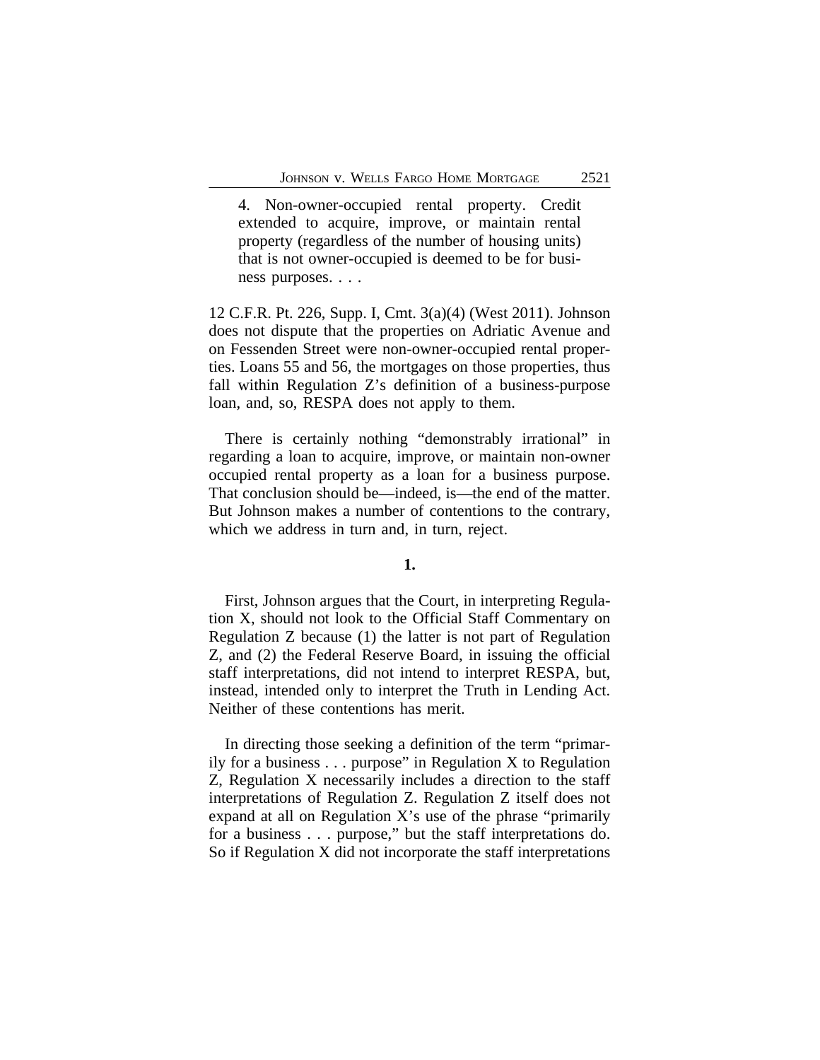> 4. Non-owner-occupied rental property. Credit extended to acquire, improve, or maintain rental property (regardless of the number of housing units) that is not owner-occupied is deemed to be for business purposes. . . .

12 C.F.R. Pt. 226, Supp. I, Cmt. 3(a)(4) (West 2011). Johnson does not dispute that the properties on Adriatic Avenue and on Fessenden Street were non-owner-occupied rental properties. Loans 55 and 56, the mortgages on those properties, thus fall within Regulation Z's definition of a business-purpose loan, and, so, RESPA does not apply to them.

There is certainly nothing "demonstrably irrational" in regarding a loan to acquire, improve, or maintain non-owner occupied rental property as a loan for a business purpose. That conclusion should be—indeed, is—the end of the matter. But Johnson makes a number of contentions to the contrary, which we address in turn and, in turn, reject.

**1.**

First, Johnson argues that the Court, in interpreting Regulation X, should not look to the Official Staff Commentary on Regulation Z because (1) the latter is not part of Regulation Z, and (2) the Federal Reserve Board, in issuing the official staff interpretations, did not intend to interpret RESPA, but, instead, intended only to interpret the Truth in Lending Act. Neither of these contentions has merit.

In directing those seeking a definition of the term "primarily for a business . . . purpose" in Regulation X to Regulation Z, Regulation X necessarily includes a direction to the staff interpretations of Regulation Z. Regulation Z itself does not expand at all on Regulation X's use of the phrase "primarily for a business . . . purpose," but the staff interpretations do. So if Regulation X did not incorporate the staff interpretations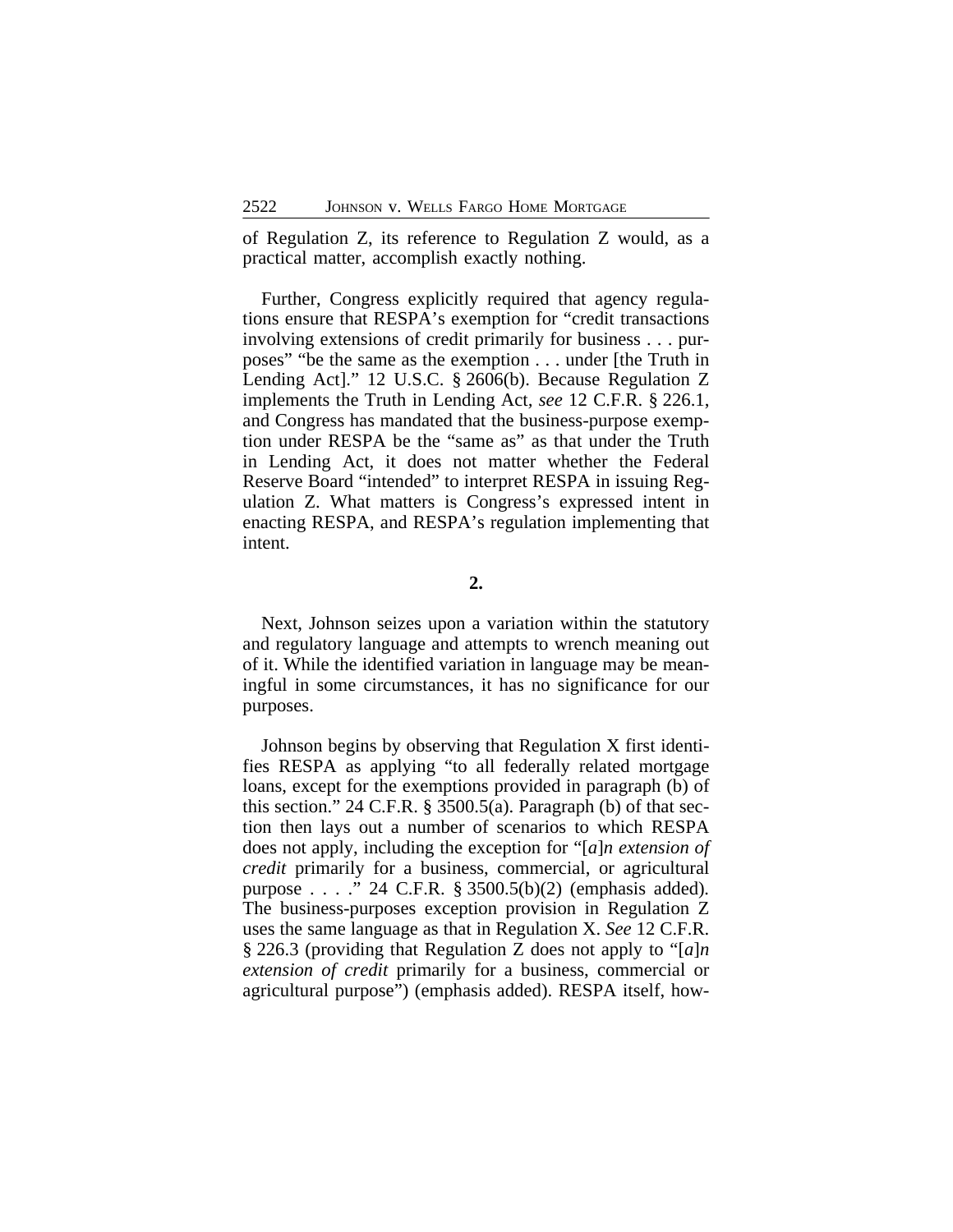of Regulation Z, its reference to Regulation Z would, as a practical matter, accomplish exactly nothing.

Further, Congress explicitly required that agency regulations ensure that RESPA's exemption for "credit transactions involving extensions of credit primarily for business . . . purposes" "be the same as the exemption . . . under [the Truth in Lending Act]." 12 U.S.C. § 2606(b). Because Regulation Z implements the Truth in Lending Act, *see* 12 C.F.R. § 226.1, and Congress has mandated that the business-purpose exemption under RESPA be the "same as" as that under the Truth in Lending Act, it does not matter whether the Federal Reserve Board "intended" to interpret RESPA in issuing Regulation Z. What matters is Congress's expressed intent in enacting RESPA, and RESPA's regulation implementing that intent.

**2.**

Next, Johnson seizes upon a variation within the statutory and regulatory language and attempts to wrench meaning out of it. While the identified variation in language may be meaningful in some circumstances, it has no significance for our purposes.

Johnson begins by observing that Regulation X first identifies RESPA as applying "to all federally related mortgage loans, except for the exemptions provided in paragraph (b) of this section." 24 C.F.R. § 3500.5(a). Paragraph (b) of that section then lays out a number of scenarios to which RESPA does not apply, including the exception for "[*a*]*n extension of credit* primarily for a business, commercial, or agricultural purpose . . . ." 24 C.F.R. § 3500.5(b)(2) (emphasis added). The business-purposes exception provision in Regulation Z uses the same language as that in Regulation X. *See* 12 C.F.R. § 226.3 (providing that Regulation Z does not apply to "[*a*]*n extension of credit* primarily for a business, commercial or agricultural purpose") (emphasis added). RESPA itself, how-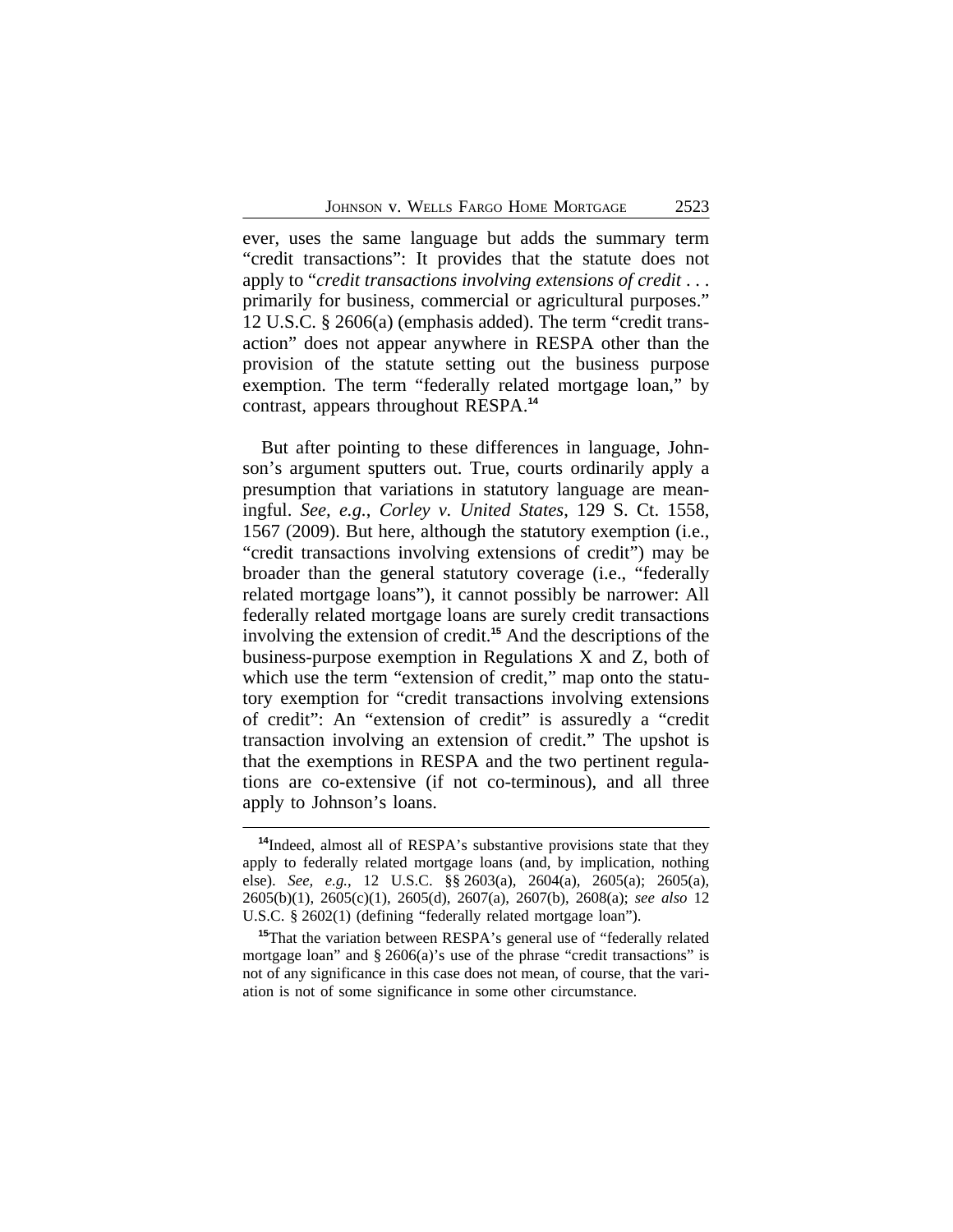ever, uses the same language but adds the summary term "credit transactions": It provides that the statute does not apply to "*credit transactions involving extensions of credit* . . . primarily for business, commercial or agricultural purposes." 12 U.S.C. § 2606(a) (emphasis added). The term "credit transaction" does not appear anywhere in RESPA other than the provision of the statute setting out the business purpose exemption. The term "federally related mortgage loan," by contrast, appears throughout RESPA.[14]

But after pointing to these differences in language, Johnson's argument sputters out. True, courts ordinarily apply a presumption that variations in statutory language are meaningful. *See, e.g.*, *Corley v. United States*, 129 S. Ct. 1558, 1567 (2009). But here, although the statutory exemption (i.e., "credit transactions involving extensions of credit") may be broader than the general statutory coverage (i.e., "federally related mortgage loans"), it cannot possibly be narrower: All federally related mortgage loans are surely credit transactions involving the extension of credit.[15] And the descriptions of the business-purpose exemption in Regulations X and Z, both of which use the term "extension of credit," map onto the statutory exemption for "credit transactions involving extensions of credit": An "extension of credit" is assuredly a "credit transaction involving an extension of credit." The upshot is that the exemptions in RESPA and the two pertinent regulations are co-extensive (if not co-terminous), and all three apply to Johnson's loans.

---

[14]Indeed, almost all of RESPA's substantive provisions state that they apply to federally related mortgage loans (and, by implication, nothing else). *See, e.g.*, 12 U.S.C. §§ 2603(a), 2604(a), 2605(a); 2605(a), 2605(b)(1), 2605(c)(1), 2605(d), 2607(a), 2607(b), 2608(a); *see also* 12 U.S.C. § 2602(1) (defining "federally related mortgage loan").

[15]That the variation between RESPA's general use of "federally related mortgage loan" and § 2606(a)'s use of the phrase "credit transactions" is not of any significance in this case does not mean, of course, that the variation is not of some significance in some other circumstance.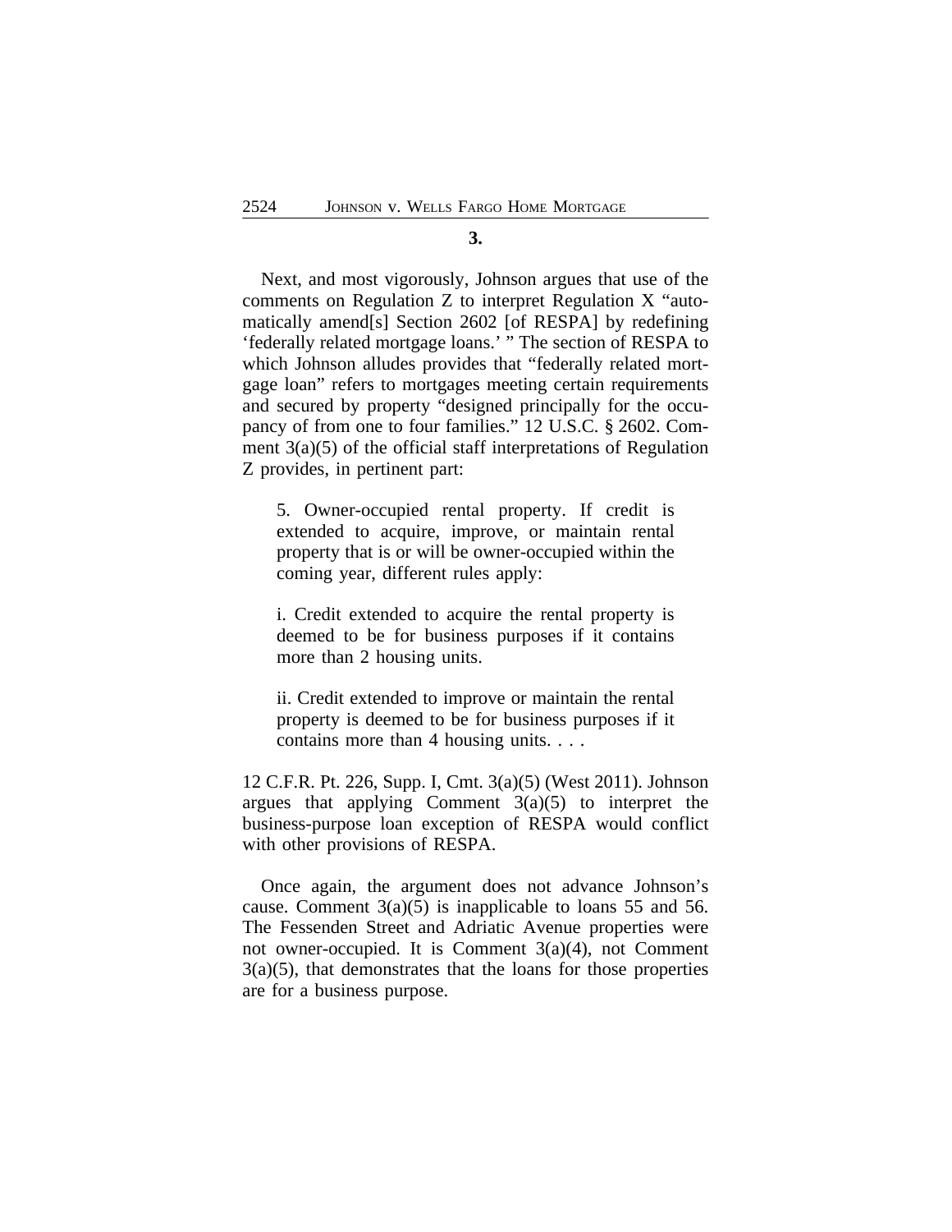**3.**

Next, and most vigorously, Johnson argues that use of the comments on Regulation Z to interpret Regulation X "automatically amend[s] Section 2602 [of RESPA] by redefining 'federally related mortgage loans.' " The section of RESPA to which Johnson alludes provides that "federally related mortgage loan" refers to mortgages meeting certain requirements and secured by property "designed principally for the occupancy of from one to four families." 12 U.S.C. § 2602. Comment 3(a)(5) of the official staff interpretations of Regulation Z provides, in pertinent part:

> 5. Owner-occupied rental property. If credit is extended to acquire, improve, or maintain rental property that is or will be owner-occupied within the coming year, different rules apply:
>
> i. Credit extended to acquire the rental property is deemed to be for business purposes if it contains more than 2 housing units.
>
> ii. Credit extended to improve or maintain the rental property is deemed to be for business purposes if it contains more than 4 housing units. . . .

12 C.F.R. Pt. 226, Supp. I, Cmt. 3(a)(5) (West 2011). Johnson argues that applying Comment 3(a)(5) to interpret the business-purpose loan exception of RESPA would conflict with other provisions of RESPA.

Once again, the argument does not advance Johnson's cause. Comment 3(a)(5) is inapplicable to loans 55 and 56. The Fessenden Street and Adriatic Avenue properties were not owner-occupied. It is Comment 3(a)(4), not Comment 3(a)(5), that demonstrates that the loans for those properties are for a business purpose.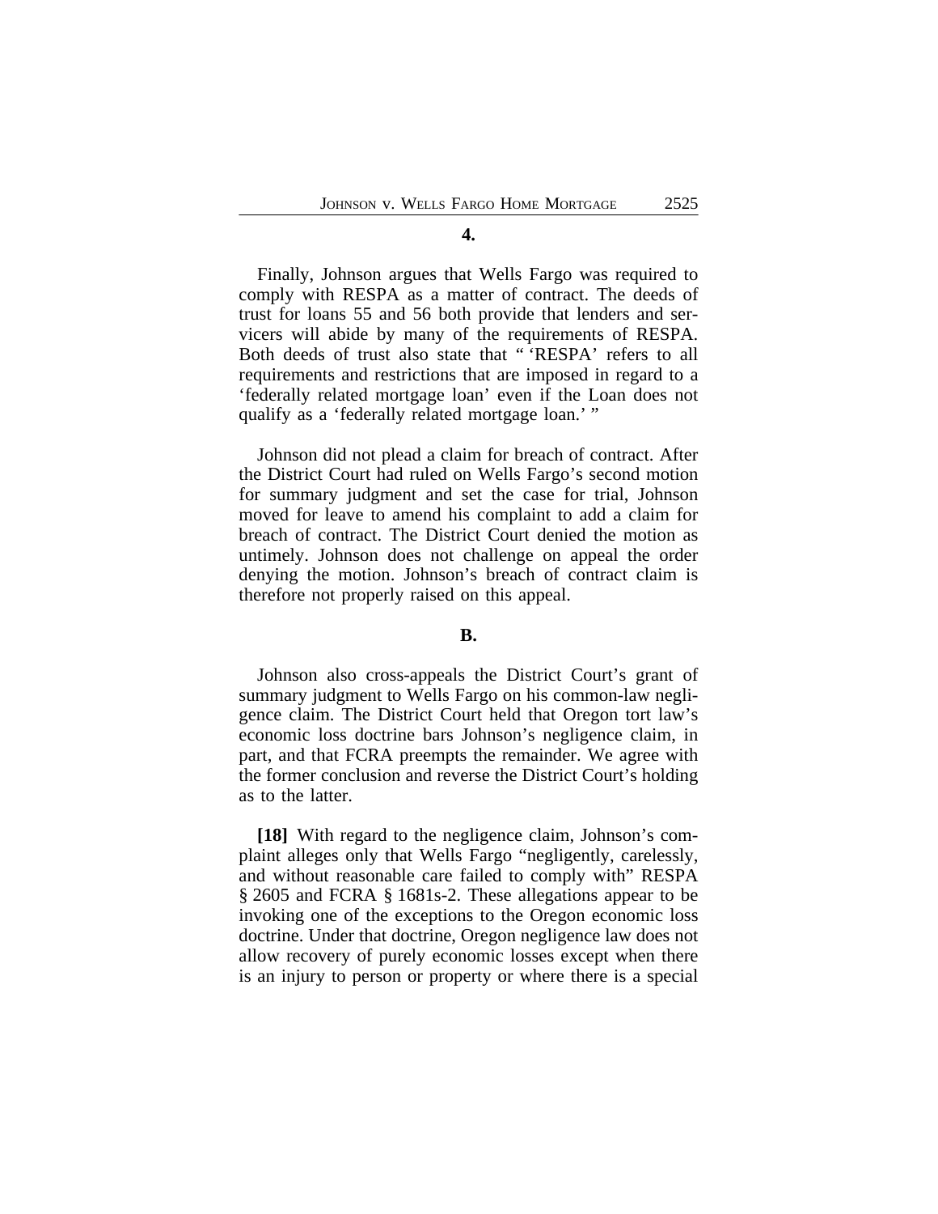**4.**

Finally, Johnson argues that Wells Fargo was required to comply with RESPA as a matter of contract. The deeds of trust for loans 55 and 56 both provide that lenders and servicers will abide by many of the requirements of RESPA. Both deeds of trust also state that " 'RESPA' refers to all requirements and restrictions that are imposed in regard to a 'federally related mortgage loan' even if the Loan does not qualify as a 'federally related mortgage loan.' "

Johnson did not plead a claim for breach of contract. After the District Court had ruled on Wells Fargo's second motion for summary judgment and set the case for trial, Johnson moved for leave to amend his complaint to add a claim for breach of contract. The District Court denied the motion as untimely. Johnson does not challenge on appeal the order denying the motion. Johnson's breach of contract claim is therefore not properly raised on this appeal.

**B.**

Johnson also cross-appeals the District Court's grant of summary judgment to Wells Fargo on his common-law negligence claim. The District Court held that Oregon tort law's economic loss doctrine bars Johnson's negligence claim, in part, and that FCRA preempts the remainder. We agree with the former conclusion and reverse the District Court's holding as to the latter.

**[18]** With regard to the negligence claim, Johnson's complaint alleges only that Wells Fargo "negligently, carelessly, and without reasonable care failed to comply with" RESPA § 2605 and FCRA § 1681s-2. These allegations appear to be invoking one of the exceptions to the Oregon economic loss doctrine. Under that doctrine, Oregon negligence law does not allow recovery of purely economic losses except when there is an injury to person or property or where there is a special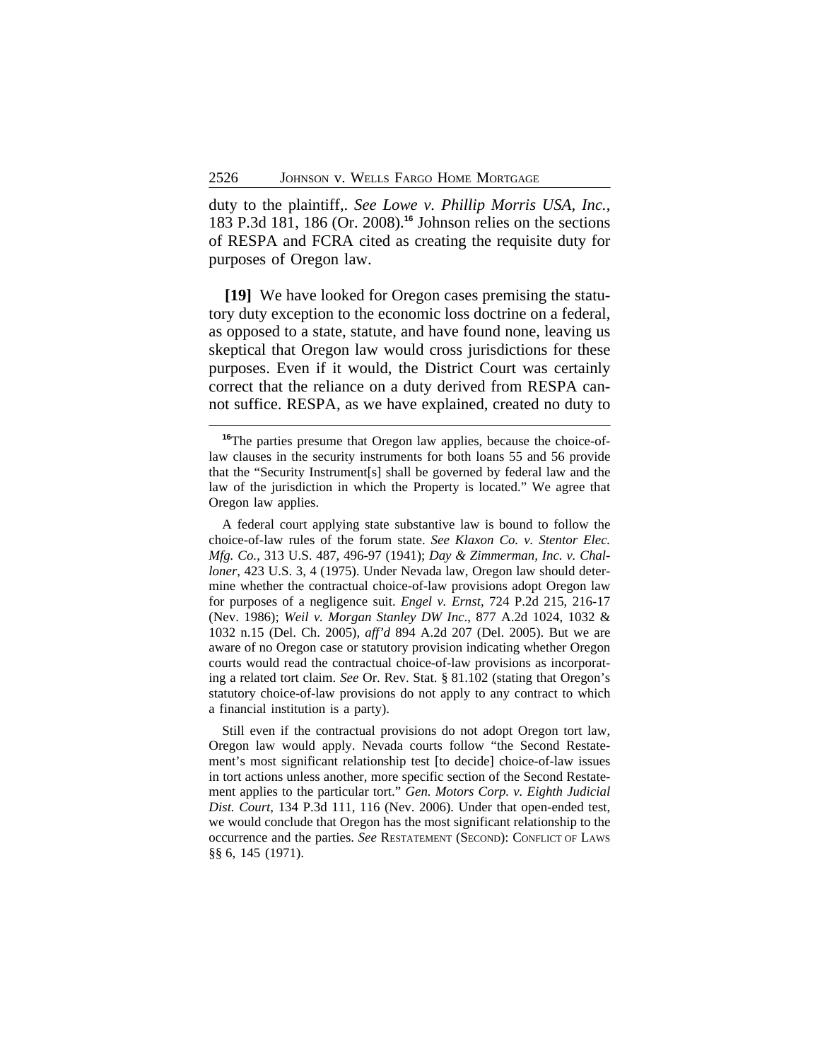duty to the plaintiff,. *See Lowe v. Phillip Morris USA, Inc.*, 183 P.3d 181, 186 (Or. 2008).[16] Johnson relies on the sections of RESPA and FCRA cited as creating the requisite duty for purposes of Oregon law.

**[19]** We have looked for Oregon cases premising the statutory duty exception to the economic loss doctrine on a federal, as opposed to a state, statute, and have found none, leaving us skeptical that Oregon law would cross jurisdictions for these purposes. Even if it would, the District Court was certainly correct that the reliance on a duty derived from RESPA cannot suffice. RESPA, as we have explained, created no duty to

---

[16]The parties presume that Oregon law applies, because the choice-of-law clauses in the security instruments for both loans 55 and 56 provide that the "Security Instrument[s] shall be governed by federal law and the law of the jurisdiction in which the Property is located." We agree that Oregon law applies.

A federal court applying state substantive law is bound to follow the choice-of-law rules of the forum state. *See Klaxon Co. v. Stentor Elec. Mfg. Co.*, 313 U.S. 487, 496-97 (1941); *Day & Zimmerman, Inc. v. Challoner*, 423 U.S. 3, 4 (1975). Under Nevada law, Oregon law should determine whether the contractual choice-of-law provisions adopt Oregon law for purposes of a negligence suit. *Engel v. Ernst*, 724 P.2d 215, 216-17 (Nev. 1986); *Weil v. Morgan Stanley DW Inc*., 877 A.2d 1024, 1032 & 1032 n.15 (Del. Ch. 2005), *aff'd* 894 A.2d 207 (Del. 2005). But we are aware of no Oregon case or statutory provision indicating whether Oregon courts would read the contractual choice-of-law provisions as incorporating a related tort claim. *See* Or. Rev. Stat. § 81.102 (stating that Oregon's statutory choice-of-law provisions do not apply to any contract to which a financial institution is a party).

Still even if the contractual provisions do not adopt Oregon tort law, Oregon law would apply. Nevada courts follow "the Second Restatement's most significant relationship test [to decide] choice-of-law issues in tort actions unless another, more specific section of the Second Restatement applies to the particular tort." *Gen. Motors Corp. v. Eighth Judicial Dist. Court*, 134 P.3d 111, 116 (Nev. 2006). Under that open-ended test, we would conclude that Oregon has the most significant relationship to the occurrence and the parties. *See* RESTATEMENT (SECOND): CONFLICT OF LAWS §§ 6, 145 (1971).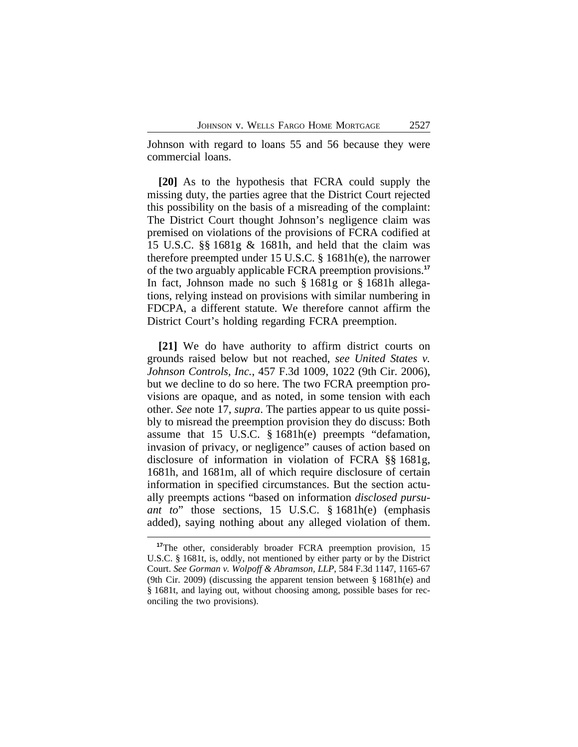Johnson with regard to loans 55 and 56 because they were commercial loans.

**[20]** As to the hypothesis that FCRA could supply the missing duty, the parties agree that the District Court rejected this possibility on the basis of a misreading of the complaint: The District Court thought Johnson's negligence claim was premised on violations of the provisions of FCRA codified at 15 U.S.C. §§ 1681g & 1681h, and held that the claim was therefore preempted under 15 U.S.C. § 1681h(e), the narrower of the two arguably applicable FCRA preemption provisions.[17] In fact, Johnson made no such § 1681g or § 1681h allegations, relying instead on provisions with similar numbering in FDCPA, a different statute. We therefore cannot affirm the District Court's holding regarding FCRA preemption.

**[21]** We do have authority to affirm district courts on grounds raised below but not reached, *see United States v. Johnson Controls, Inc.*, 457 F.3d 1009, 1022 (9th Cir. 2006), but we decline to do so here. The two FCRA preemption provisions are opaque, and as noted, in some tension with each other. *See* note 17, *supra*. The parties appear to us quite possibly to misread the preemption provision they do discuss: Both assume that 15 U.S.C. § 1681h(e) preempts "defamation, invasion of privacy, or negligence" causes of action based on disclosure of information in violation of FCRA §§ 1681g, 1681h, and 1681m, all of which require disclosure of certain information in specified circumstances. But the section actually preempts actions "based on information *disclosed pursuant to*" those sections, 15 U.S.C. § 1681h(e) (emphasis added), saying nothing about any alleged violation of them.

---

[17]The other, considerably broader FCRA preemption provision, 15 U.S.C. § 1681t, is, oddly, not mentioned by either party or by the District Court. *See Gorman v. Wolpoff & Abramson, LLP*, 584 F.3d 1147, 1165-67 (9th Cir. 2009) (discussing the apparent tension between § 1681h(e) and § 1681t, and laying out, without choosing among, possible bases for reconciling the two provisions).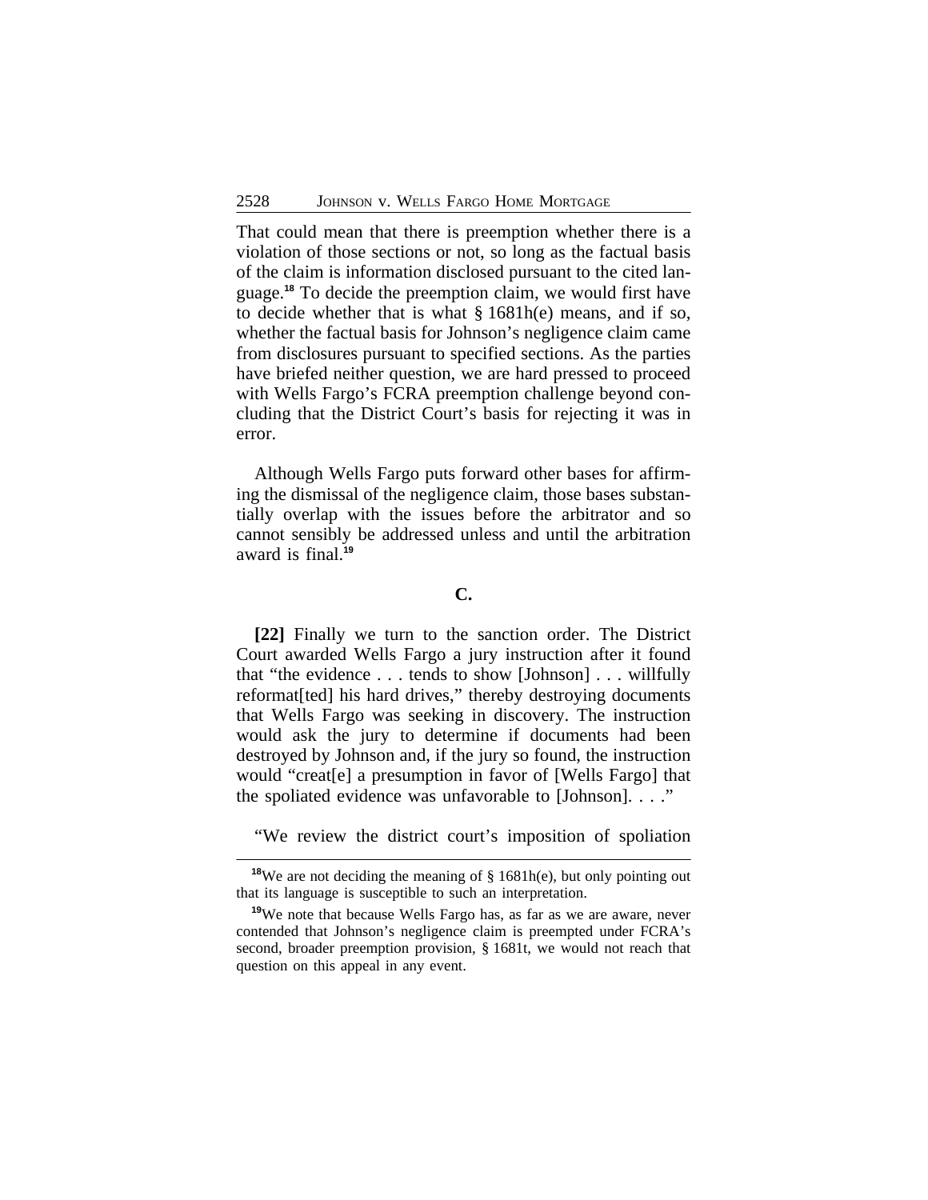That could mean that there is preemption whether there is a violation of those sections or not, so long as the factual basis of the claim is information disclosed pursuant to the cited language.[18] To decide the preemption claim, we would first have to decide whether that is what § 1681h(e) means, and if so, whether the factual basis for Johnson's negligence claim came from disclosures pursuant to specified sections. As the parties have briefed neither question, we are hard pressed to proceed with Wells Fargo's FCRA preemption challenge beyond concluding that the District Court's basis for rejecting it was in error.

Although Wells Fargo puts forward other bases for affirming the dismissal of the negligence claim, those bases substantially overlap with the issues before the arbitrator and so cannot sensibly be addressed unless and until the arbitration award is final.[19]

### C.

**[22]** Finally we turn to the sanction order. The District Court awarded Wells Fargo a jury instruction after it found that "the evidence . . . tends to show [Johnson] . . . willfully reformat[ted] his hard drives," thereby destroying documents that Wells Fargo was seeking in discovery. The instruction would ask the jury to determine if documents had been destroyed by Johnson and, if the jury so found, the instruction would "creat[e] a presumption in favor of [Wells Fargo] that the spoliated evidence was unfavorable to [Johnson]. . . ."

"We review the district court's imposition of spoliation

---

[18] We are not deciding the meaning of § 1681h(e), but only pointing out that its language is susceptible to such an interpretation.

[19] We note that because Wells Fargo has, as far as we are aware, never contended that Johnson's negligence claim is preempted under FCRA's second, broader preemption provision, § 1681t, we would not reach that question on this appeal in any event.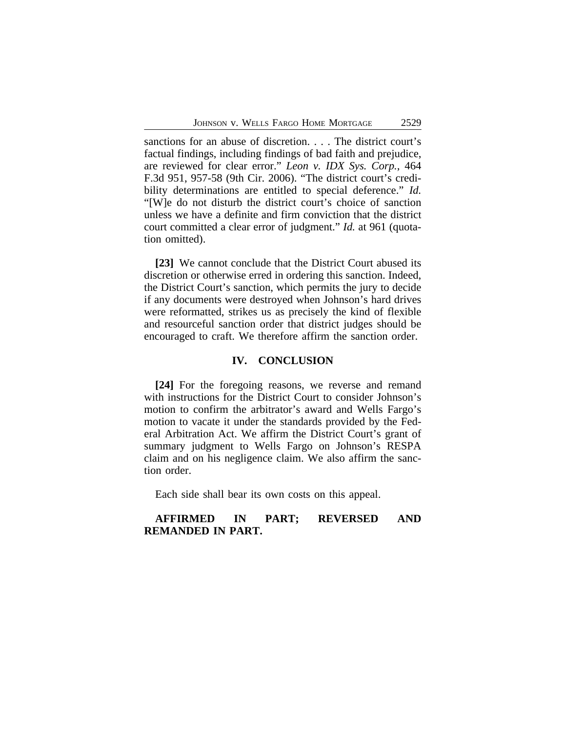sanctions for an abuse of discretion. . . . The district court's factual findings, including findings of bad faith and prejudice, are reviewed for clear error." *Leon v. IDX Sys. Corp.*, 464 F.3d 951, 957-58 (9th Cir. 2006). "The district court's credibility determinations are entitled to special deference." *Id.* "[W]e do not disturb the district court's choice of sanction unless we have a definite and firm conviction that the district court committed a clear error of judgment." *Id.* at 961 (quotation omitted).

**[23]** We cannot conclude that the District Court abused its discretion or otherwise erred in ordering this sanction. Indeed, the District Court's sanction, which permits the jury to decide if any documents were destroyed when Johnson's hard drives were reformatted, strikes us as precisely the kind of flexible and resourceful sanction order that district judges should be encouraged to craft. We therefore affirm the sanction order.

## IV. CONCLUSION

**[24]** For the foregoing reasons, we reverse and remand with instructions for the District Court to consider Johnson's motion to confirm the arbitrator's award and Wells Fargo's motion to vacate it under the standards provided by the Federal Arbitration Act. We affirm the District Court's grant of summary judgment to Wells Fargo on Johnson's RESPA claim and on his negligence claim. We also affirm the sanction order.

Each side shall bear its own costs on this appeal.

**AFFIRMED IN PART; REVERSED AND REMANDED IN PART.**